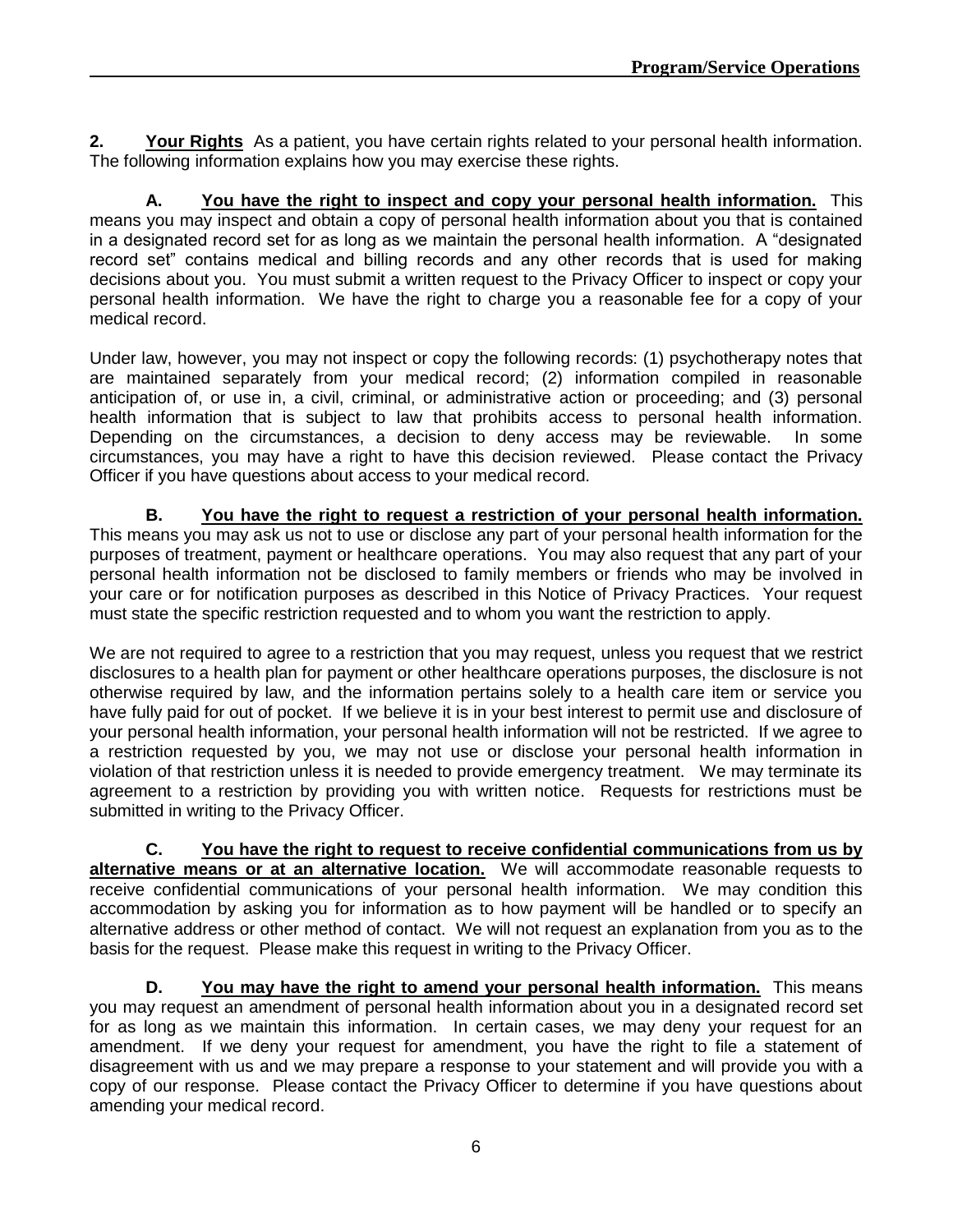**2. Your Rights** As a patient, you have certain rights related to your personal health information. The following information explains how you may exercise these rights.

**A. You have the right to inspect and copy your personal health information.** This means you may inspect and obtain a copy of personal health information about you that is contained in a designated record set for as long as we maintain the personal health information. A "designated record set" contains medical and billing records and any other records that is used for making decisions about you. You must submit a written request to the Privacy Officer to inspect or copy your personal health information. We have the right to charge you a reasonable fee for a copy of your medical record.

Under law, however, you may not inspect or copy the following records: (1) psychotherapy notes that are maintained separately from your medical record; (2) information compiled in reasonable anticipation of, or use in, a civil, criminal, or administrative action or proceeding; and (3) personal health information that is subject to law that prohibits access to personal health information. Depending on the circumstances, a decision to deny access may be reviewable. In some circumstances, you may have a right to have this decision reviewed. Please contact the Privacy Officer if you have questions about access to your medical record.

**B. You have the right to request a restriction of your personal health information.** This means you may ask us not to use or disclose any part of your personal health information for the purposes of treatment, payment or healthcare operations. You may also request that any part of your personal health information not be disclosed to family members or friends who may be involved in your care or for notification purposes as described in this Notice of Privacy Practices. Your request must state the specific restriction requested and to whom you want the restriction to apply.

We are not required to agree to a restriction that you may request, unless you request that we restrict disclosures to a health plan for payment or other healthcare operations purposes, the disclosure is not otherwise required by law, and the information pertains solely to a health care item or service you have fully paid for out of pocket. If we believe it is in your best interest to permit use and disclosure of your personal health information, your personal health information will not be restricted. If we agree to a restriction requested by you, we may not use or disclose your personal health information in violation of that restriction unless it is needed to provide emergency treatment. We may terminate its agreement to a restriction by providing you with written notice. Requests for restrictions must be submitted in writing to the Privacy Officer.

**C. You have the right to request to receive confidential communications from us by alternative means or at an alternative location.** We will accommodate reasonable requests to receive confidential communications of your personal health information. We may condition this accommodation by asking you for information as to how payment will be handled or to specify an alternative address or other method of contact. We will not request an explanation from you as to the basis for the request. Please make this request in writing to the Privacy Officer.

**D. You may have the right to amend your personal health information.** This means you may request an amendment of personal health information about you in a designated record set for as long as we maintain this information. In certain cases, we may deny your request for an amendment. If we deny your request for amendment, you have the right to file a statement of disagreement with us and we may prepare a response to your statement and will provide you with a copy of our response. Please contact the Privacy Officer to determine if you have questions about amending your medical record.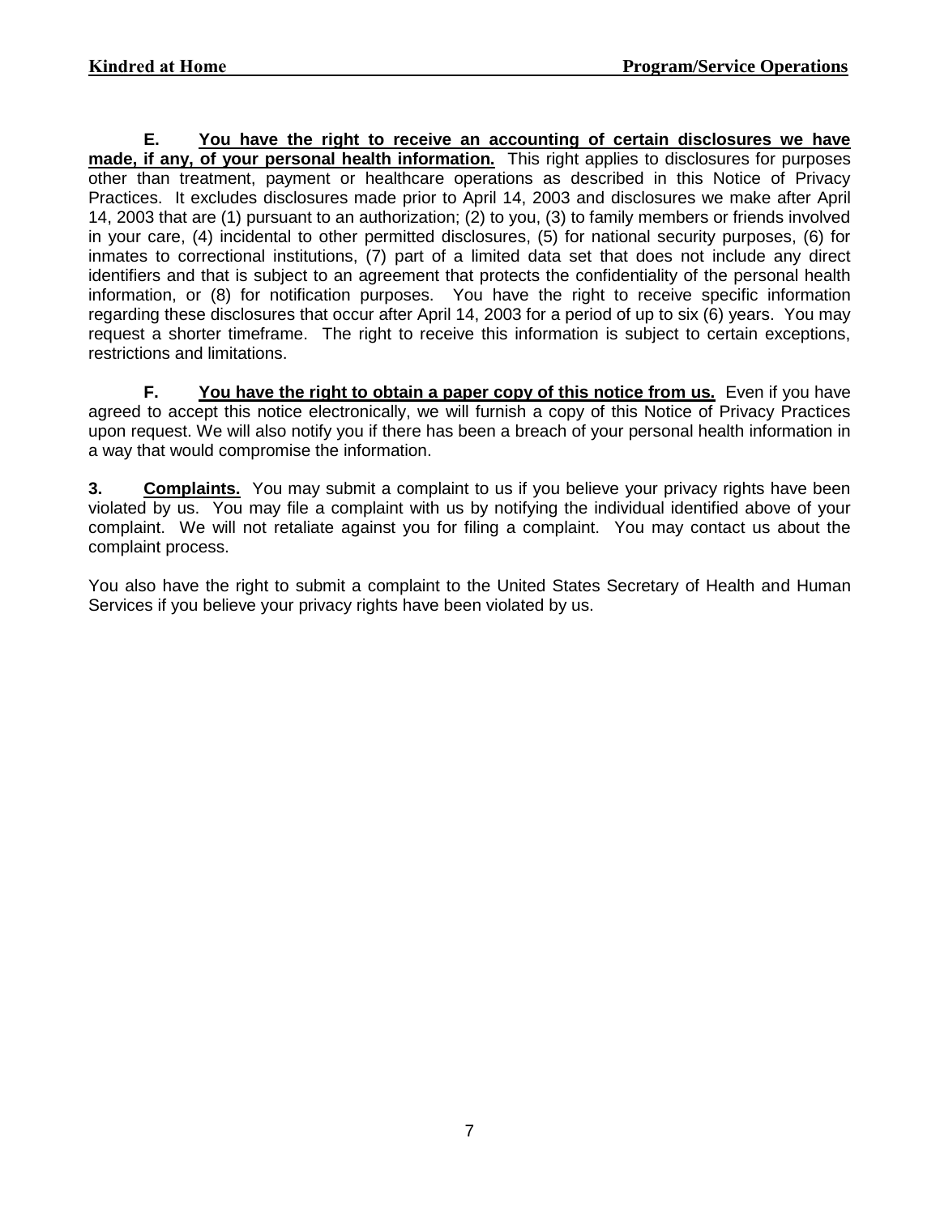**E. <u>You have the right to receive an accounting of certain disclosures we have made, if any, of your personal health information.</u>** This right applies to disclosures for purposes other than treatment, payment or healthcare operations as described in this Notice of Privacy Practices. It excludes disclosures made prior to April 14, 2003 and disclosures we make after April 14, 2003 that are (1) pursuant to an authorization; (2) to you, (3) to family members or friends involved in your care, (4) incidental to other permitted disclosures, (5) for national security purposes, (6) for inmates to correctional institutions, (7) part of a limited data set that does not include any direct identifiers and that is subject to an agreement that protects the confidentiality of the personal health information, or (8) for notification purposes. You have the right to receive specific information regarding these disclosures that occur after April 14, 2003 for a period of up to six (6) years. You may request a shorter timeframe. The right to receive this information is subject to certain exceptions, restrictions and limitations.

**F. <u>You have the right to obtain a paper copy of this notice from us.</u>** Even if you have agreed to accept this notice electronically, we will furnish a copy of this Notice of Privacy Practices upon request. We will also notify you if there has been a breach of your personal health information in a way that would compromise the information.

**3. <u>Complaints.</u>** You may submit a complaint to us if you believe your privacy rights have been violated by us. You may file a complaint with us by notifying the individual identified above of your complaint. We will not retaliate against you for filing a complaint. You may contact us about the complaint process.

You also have the right to submit a complaint to the United States Secretary of Health and Human Services if you believe your privacy rights have been violated by us.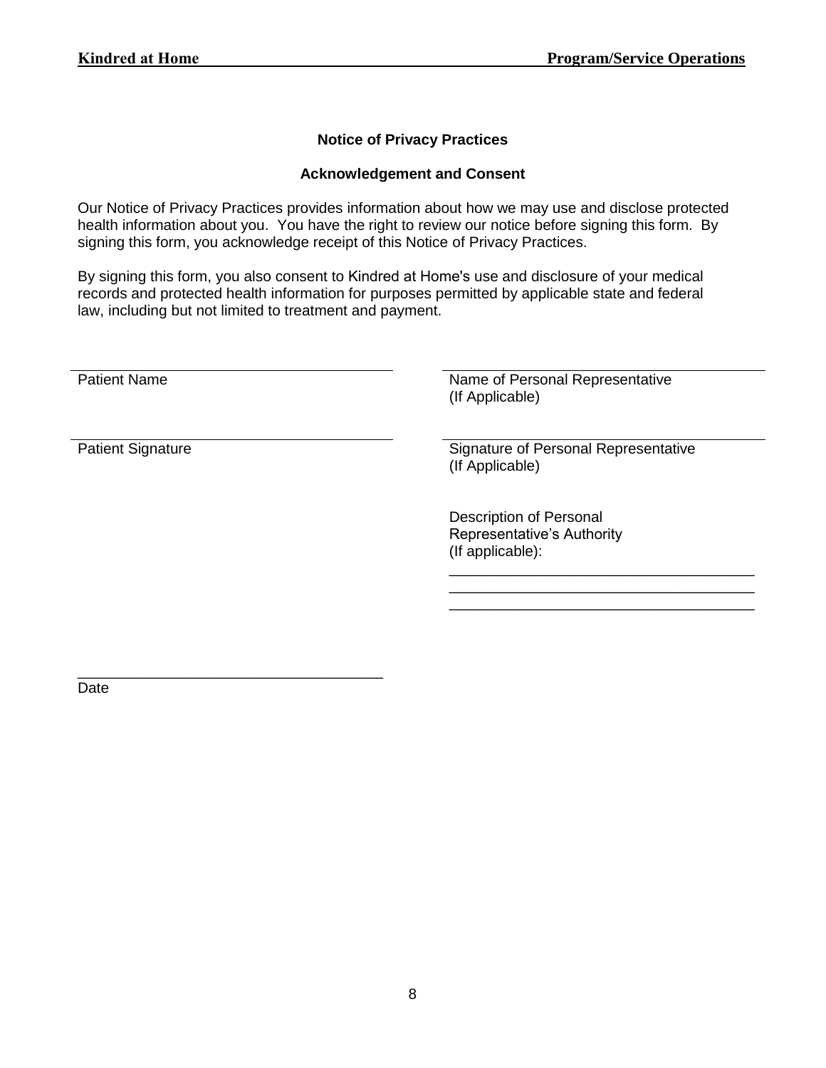## Notice of Privacy Practices

### Acknowledgement and Consent

Our Notice of Privacy Practices provides information about how we may use and disclose protected health information about you. You have the right to review our notice before signing this form. By signing this form, you acknowledge receipt of this Notice of Privacy Practices.

By signing this form, you also consent to Kindred at Home's use and disclosure of your medical records and protected health information for purposes permitted by applicable state and federal law, including but not limited to treatment and payment.

\_\_\_\_\_\_\_\_\_\_\_\_\_\_\_\_\_\_\_\_\_\_\_\_\_\_\_\_\_\_\_\_\_\_\_\_
Patient Name

\_\_\_\_\_\_\_\_\_\_\_\_\_\_\_\_\_\_\_\_\_\_\_\_\_\_\_\_\_\_\_\_\_\_\_\_
Patient Signature

\_\_\_\_\_\_\_\_\_\_\_\_\_\_\_\_\_\_\_\_\_\_\_\_\_\_\_\_\_\_\_\_\_\_\_\_
Name of Personal Representative
(If Applicable)

\_\_\_\_\_\_\_\_\_\_\_\_\_\_\_\_\_\_\_\_\_\_\_\_\_\_\_\_\_\_\_\_\_\_\_\_
Signature of Personal Representative
(If Applicable)

Description of Personal Representative's Authority (If applicable):

\_\_\_\_\_\_\_\_\_\_\_\_\_\_\_\_\_\_\_\_\_\_\_\_\_\_\_\_\_\_\_\_\_\_\_\_
\_\_\_\_\_\_\_\_\_\_\_\_\_\_\_\_\_\_\_\_\_\_\_\_\_\_\_\_\_\_\_\_\_\_\_\_
\_\_\_\_\_\_\_\_\_\_\_\_\_\_\_\_\_\_\_\_\_\_\_\_\_\_\_\_\_\_\_\_\_\_\_\_

\_\_\_\_\_\_\_\_\_\_\_\_\_\_\_\_\_\_\_\_\_\_\_\_\_\_\_\_\_\_\_\_\_\_\_\_
Date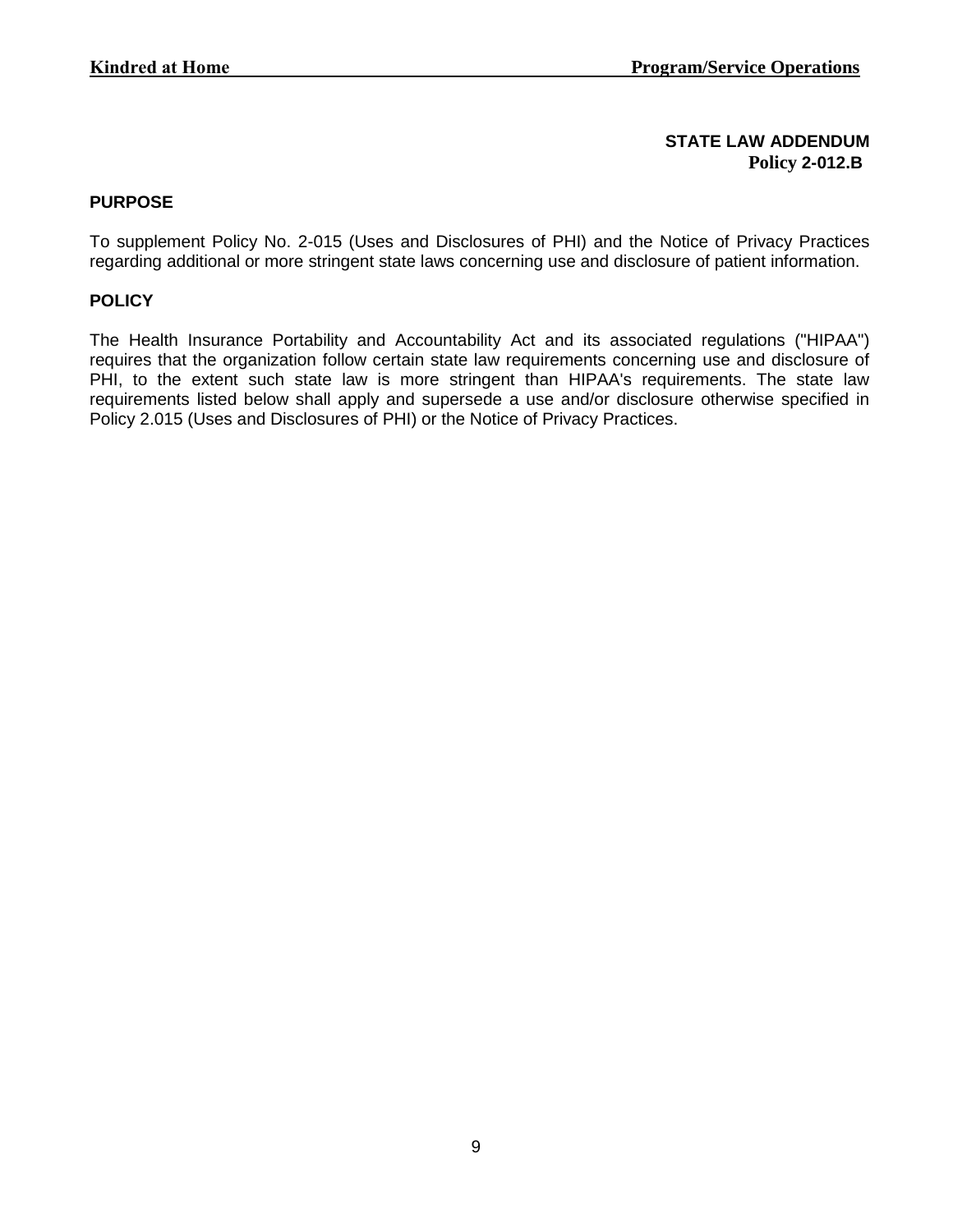**STATE LAW ADDENDUM**
**Policy 2-012.B**

## PURPOSE

To supplement Policy No. 2-015 (Uses and Disclosures of PHI) and the Notice of Privacy Practices regarding additional or more stringent state laws concerning use and disclosure of patient information.

## POLICY

The Health Insurance Portability and Accountability Act and its associated regulations ("HIPAA") requires that the organization follow certain state law requirements concerning use and disclosure of PHI, to the extent such state law is more stringent than HIPAA's requirements. The state law requirements listed below shall apply and supersede a use and/or disclosure otherwise specified in Policy 2.015 (Uses and Disclosures of PHI) or the Notice of Privacy Practices.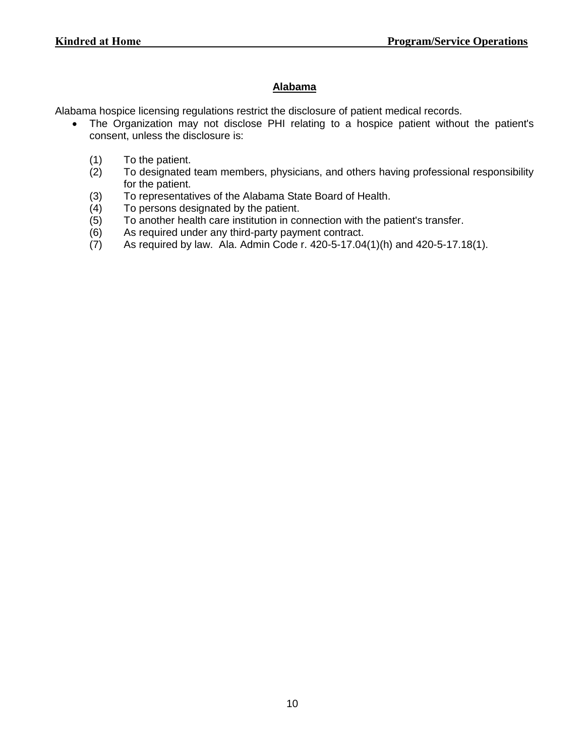## Alabama

Alabama hospice licensing regulations restrict the disclosure of patient medical records.

- The Organization may not disclose PHI relating to a hospice patient without the patient's consent, unless the disclosure is:

  (1) To the patient.
  (2) To designated team members, physicians, and others having professional responsibility for the patient.
  (3) To representatives of the Alabama State Board of Health.
  (4) To persons designated by the patient.
  (5) To another health care institution in connection with the patient's transfer.
  (6) As required under any third-party payment contract.
  (7) As required by law. Ala. Admin Code r. 420-5-17.04(1)(h) and 420-5-17.18(1).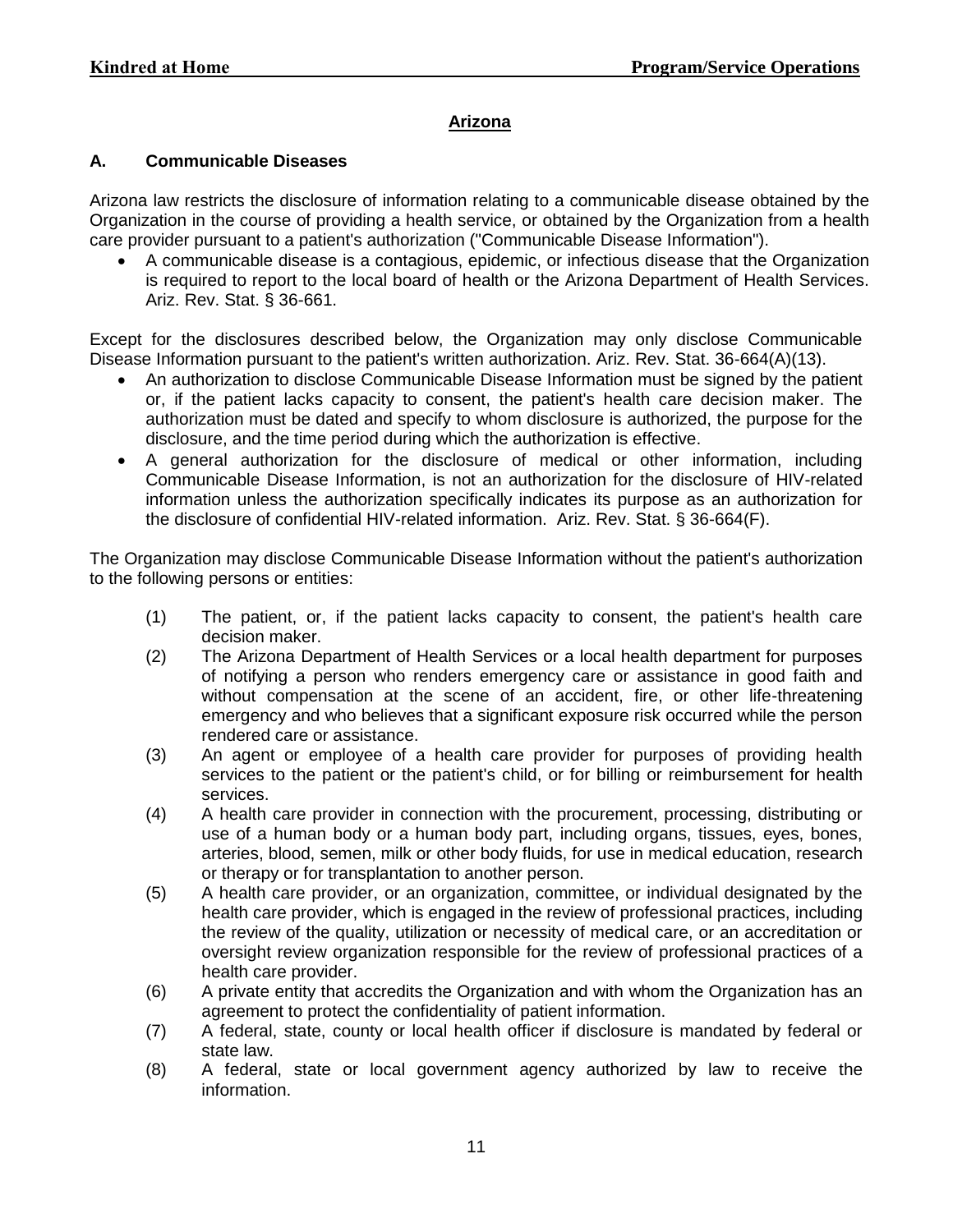## Arizona

### A. Communicable Diseases

Arizona law restricts the disclosure of information relating to a communicable disease obtained by the Organization in the course of providing a health service, or obtained by the Organization from a health care provider pursuant to a patient's authorization ("Communicable Disease Information").

- A communicable disease is a contagious, epidemic, or infectious disease that the Organization is required to report to the local board of health or the Arizona Department of Health Services. Ariz. Rev. Stat. § 36-661.

Except for the disclosures described below, the Organization may only disclose Communicable Disease Information pursuant to the patient's written authorization. Ariz. Rev. Stat. 36-664(A)(13).

- An authorization to disclose Communicable Disease Information must be signed by the patient or, if the patient lacks capacity to consent, the patient's health care decision maker. The authorization must be dated and specify to whom disclosure is authorized, the purpose for the disclosure, and the time period during which the authorization is effective.
- A general authorization for the disclosure of medical or other information, including Communicable Disease Information, is not an authorization for the disclosure of HIV-related information unless the authorization specifically indicates its purpose as an authorization for the disclosure of confidential HIV-related information. Ariz. Rev. Stat. § 36-664(F).

The Organization may disclose Communicable Disease Information without the patient's authorization to the following persons or entities:

(1) The patient, or, if the patient lacks capacity to consent, the patient's health care decision maker.

(2) The Arizona Department of Health Services or a local health department for purposes of notifying a person who renders emergency care or assistance in good faith and without compensation at the scene of an accident, fire, or other life-threatening emergency and who believes that a significant exposure risk occurred while the person rendered care or assistance.

(3) An agent or employee of a health care provider for purposes of providing health services to the patient or the patient's child, or for billing or reimbursement for health services.

(4) A health care provider in connection with the procurement, processing, distributing or use of a human body or a human body part, including organs, tissues, eyes, bones, arteries, blood, semen, milk or other body fluids, for use in medical education, research or therapy or for transplantation to another person.

(5) A health care provider, or an organization, committee, or individual designated by the health care provider, which is engaged in the review of professional practices, including the review of the quality, utilization or necessity of medical care, or an accreditation or oversight review organization responsible for the review of professional practices of a health care provider.

(6) A private entity that accredits the Organization and with whom the Organization has an agreement to protect the confidentiality of patient information.

(7) A federal, state, county or local health officer if disclosure is mandated by federal or state law.

(8) A federal, state or local government agency authorized by law to receive the information.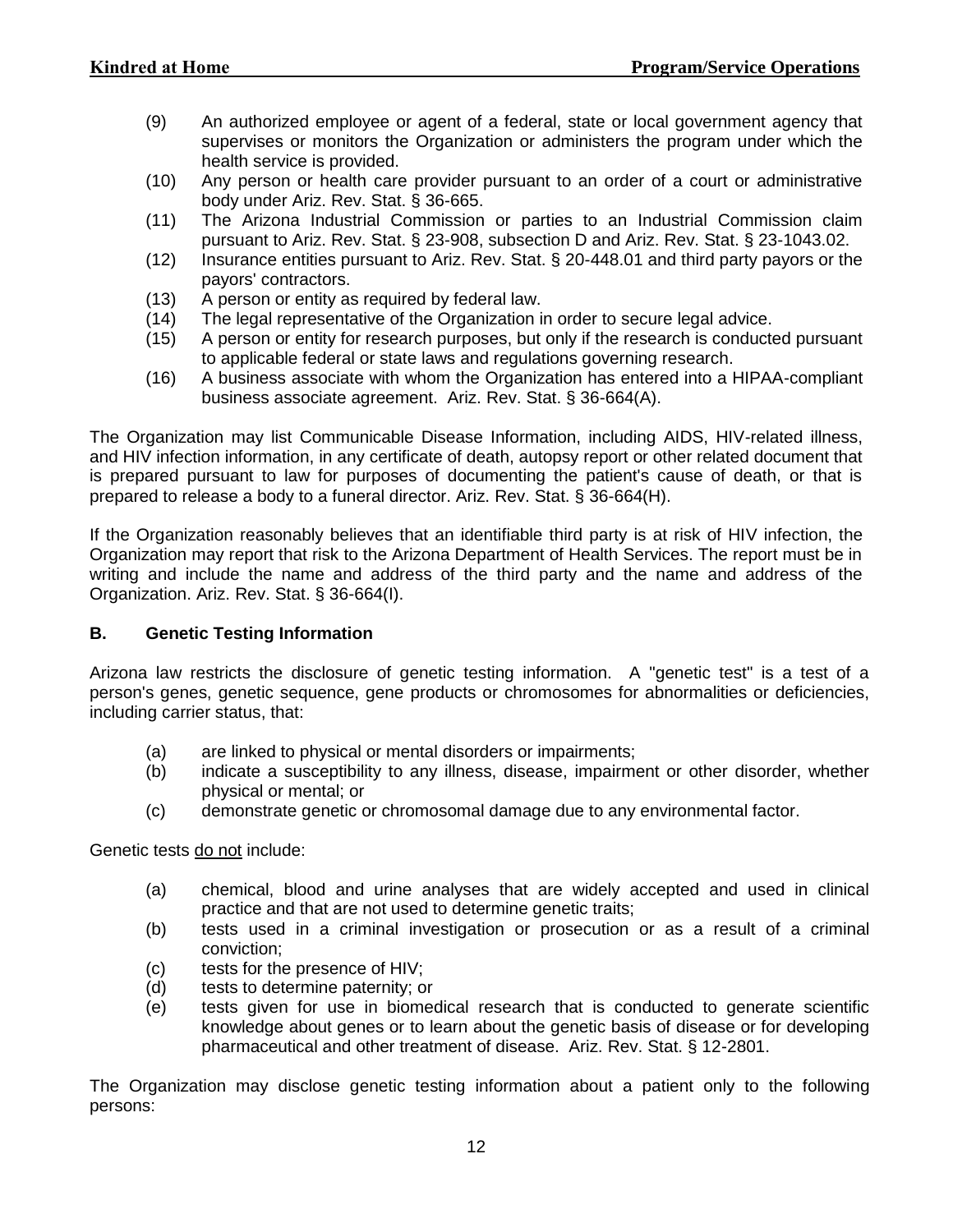(9) An authorized employee or agent of a federal, state or local government agency that supervises or monitors the Organization or administers the program under which the health service is provided.

(10) Any person or health care provider pursuant to an order of a court or administrative body under Ariz. Rev. Stat. § 36-665.

(11) The Arizona Industrial Commission or parties to an Industrial Commission claim pursuant to Ariz. Rev. Stat. § 23-908, subsection D and Ariz. Rev. Stat. § 23-1043.02.

(12) Insurance entities pursuant to Ariz. Rev. Stat. § 20-448.01 and third party payors or the payors' contractors.

(13) A person or entity as required by federal law.

(14) The legal representative of the Organization in order to secure legal advice.

(15) A person or entity for research purposes, but only if the research is conducted pursuant to applicable federal or state laws and regulations governing research.

(16) A business associate with whom the Organization has entered into a HIPAA-compliant business associate agreement. Ariz. Rev. Stat. § 36-664(A).

The Organization may list Communicable Disease Information, including AIDS, HIV-related illness, and HIV infection information, in any certificate of death, autopsy report or other related document that is prepared pursuant to law for purposes of documenting the patient's cause of death, or that is prepared to release a body to a funeral director. Ariz. Rev. Stat. § 36-664(H).

If the Organization reasonably believes that an identifiable third party is at risk of HIV infection, the Organization may report that risk to the Arizona Department of Health Services. The report must be in writing and include the name and address of the third party and the name and address of the Organization. Ariz. Rev. Stat. § 36-664(I).

### B. Genetic Testing Information

Arizona law restricts the disclosure of genetic testing information. A "genetic test" is a test of a person's genes, genetic sequence, gene products or chromosomes for abnormalities or deficiencies, including carrier status, that:

(a) are linked to physical or mental disorders or impairments;

(b) indicate a susceptibility to any illness, disease, impairment or other disorder, whether physical or mental; or

(c) demonstrate genetic or chromosomal damage due to any environmental factor.

Genetic tests do not include:

(a) chemical, blood and urine analyses that are widely accepted and used in clinical practice and that are not used to determine genetic traits;

(b) tests used in a criminal investigation or prosecution or as a result of a criminal conviction;

(c) tests for the presence of HIV;

(d) tests to determine paternity; or

(e) tests given for use in biomedical research that is conducted to generate scientific knowledge about genes or to learn about the genetic basis of disease or for developing pharmaceutical and other treatment of disease. Ariz. Rev. Stat. § 12-2801.

The Organization may disclose genetic testing information about a patient only to the following persons: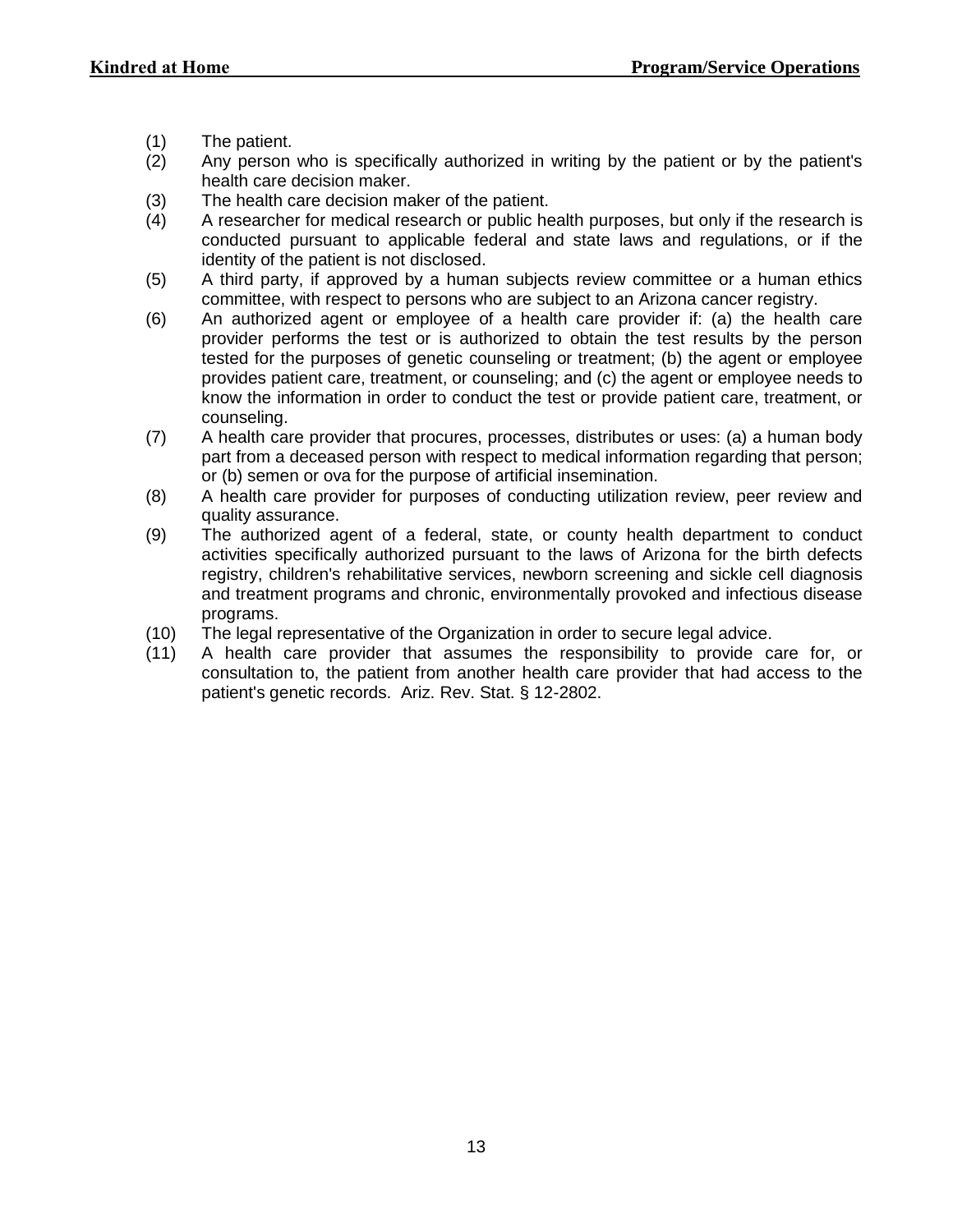(1) The patient.
(2) Any person who is specifically authorized in writing by the patient or by the patient's health care decision maker.
(3) The health care decision maker of the patient.
(4) A researcher for medical research or public health purposes, but only if the research is conducted pursuant to applicable federal and state laws and regulations, or if the identity of the patient is not disclosed.
(5) A third party, if approved by a human subjects review committee or a human ethics committee, with respect to persons who are subject to an Arizona cancer registry.
(6) An authorized agent or employee of a health care provider if: (a) the health care provider performs the test or is authorized to obtain the test results by the person tested for the purposes of genetic counseling or treatment; (b) the agent or employee provides patient care, treatment, or counseling; and (c) the agent or employee needs to know the information in order to conduct the test or provide patient care, treatment, or counseling.
(7) A health care provider that procures, processes, distributes or uses: (a) a human body part from a deceased person with respect to medical information regarding that person; or (b) semen or ova for the purpose of artificial insemination.
(8) A health care provider for purposes of conducting utilization review, peer review and quality assurance.
(9) The authorized agent of a federal, state, or county health department to conduct activities specifically authorized pursuant to the laws of Arizona for the birth defects registry, children's rehabilitative services, newborn screening and sickle cell diagnosis and treatment programs and chronic, environmentally provoked and infectious disease programs.
(10) The legal representative of the Organization in order to secure legal advice.
(11) A health care provider that assumes the responsibility to provide care for, or consultation to, the patient from another health care provider that had access to the patient's genetic records. Ariz. Rev. Stat. § 12-2802.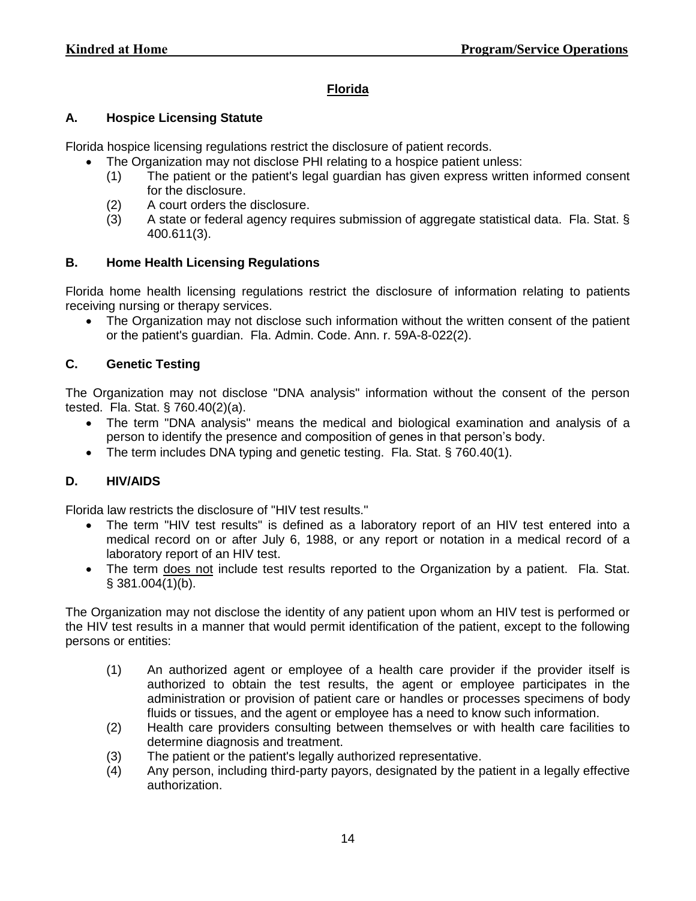## Florida

### A. Hospice Licensing Statute

Florida hospice licensing regulations restrict the disclosure of patient records.

- The Organization may not disclose PHI relating to a hospice patient unless:
  - (1) The patient or the patient's legal guardian has given express written informed consent for the disclosure.
  - (2) A court orders the disclosure.
  - (3) A state or federal agency requires submission of aggregate statistical data. Fla. Stat. § 400.611(3).

### B. Home Health Licensing Regulations

Florida home health licensing regulations restrict the disclosure of information relating to patients receiving nursing or therapy services.

- The Organization may not disclose such information without the written consent of the patient or the patient's guardian. Fla. Admin. Code. Ann. r. 59A-8-022(2).

### C. Genetic Testing

The Organization may not disclose "DNA analysis" information without the consent of the person tested. Fla. Stat. § 760.40(2)(a).

- The term "DNA analysis" means the medical and biological examination and analysis of a person to identify the presence and composition of genes in that person's body.
- The term includes DNA typing and genetic testing. Fla. Stat. § 760.40(1).

### D. HIV/AIDS

Florida law restricts the disclosure of "HIV test results."

- The term "HIV test results" is defined as a laboratory report of an HIV test entered into a medical record on or after July 6, 1988, or any report or notation in a medical record of a laboratory report of an HIV test.
- The term does not include test results reported to the Organization by a patient. Fla. Stat. § 381.004(1)(b).

The Organization may not disclose the identity of any patient upon whom an HIV test is performed or the HIV test results in a manner that would permit identification of the patient, except to the following persons or entities:

(1) An authorized agent or employee of a health care provider if the provider itself is authorized to obtain the test results, the agent or employee participates in the administration or provision of patient care or handles or processes specimens of body fluids or tissues, and the agent or employee has a need to know such information.

(2) Health care providers consulting between themselves or with health care facilities to determine diagnosis and treatment.

(3) The patient or the patient's legally authorized representative.

(4) Any person, including third-party payors, designated by the patient in a legally effective authorization.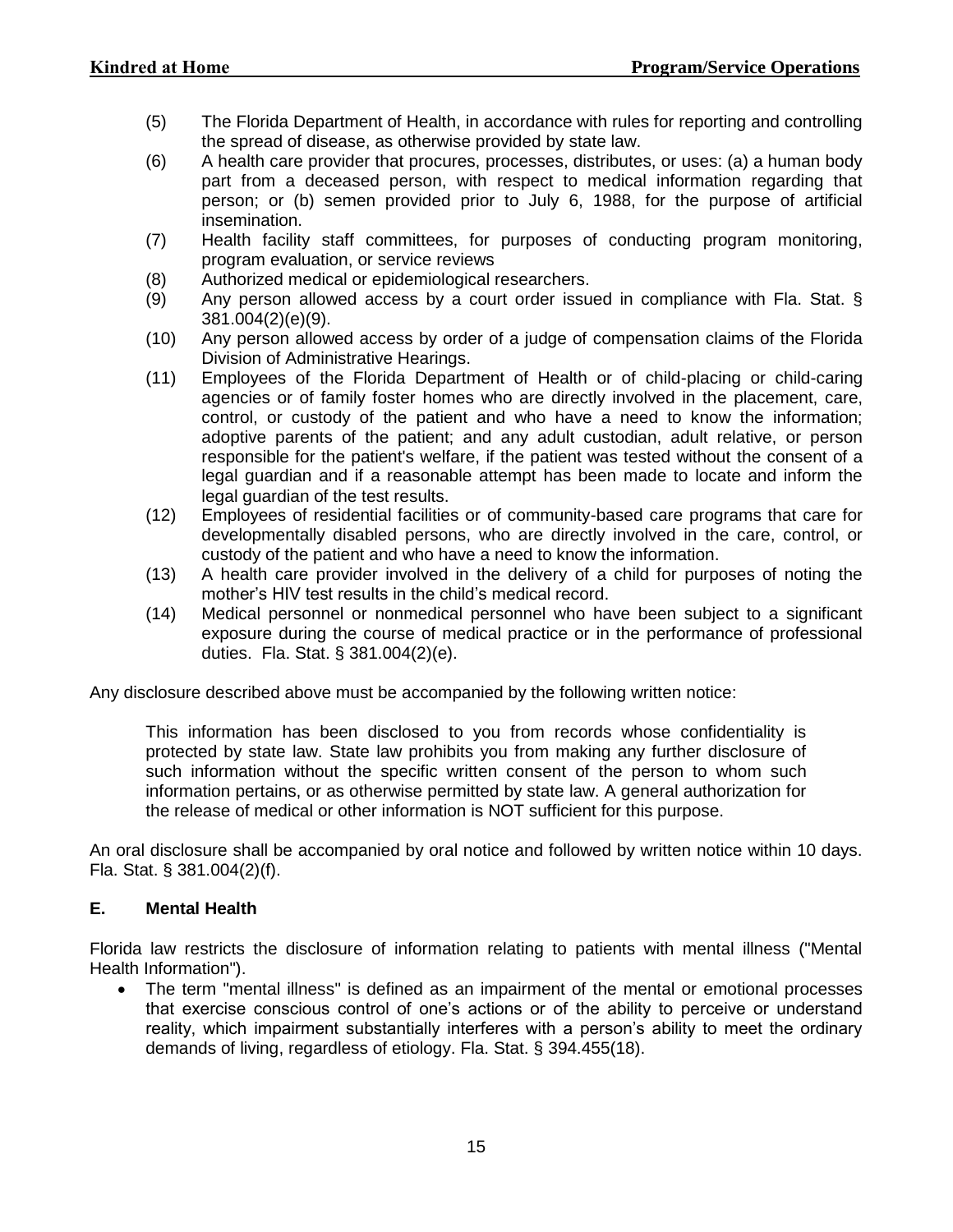(5) The Florida Department of Health, in accordance with rules for reporting and controlling the spread of disease, as otherwise provided by state law.

(6) A health care provider that procures, processes, distributes, or uses: (a) a human body part from a deceased person, with respect to medical information regarding that person; or (b) semen provided prior to July 6, 1988, for the purpose of artificial insemination.

(7) Health facility staff committees, for purposes of conducting program monitoring, program evaluation, or service reviews

(8) Authorized medical or epidemiological researchers.

(9) Any person allowed access by a court order issued in compliance with Fla. Stat. § 381.004(2)(e)(9).

(10) Any person allowed access by order of a judge of compensation claims of the Florida Division of Administrative Hearings.

(11) Employees of the Florida Department of Health or of child-placing or child-caring agencies or of family foster homes who are directly involved in the placement, care, control, or custody of the patient and who have a need to know the information; adoptive parents of the patient; and any adult custodian, adult relative, or person responsible for the patient's welfare, if the patient was tested without the consent of a legal guardian and if a reasonable attempt has been made to locate and inform the legal guardian of the test results.

(12) Employees of residential facilities or of community-based care programs that care for developmentally disabled persons, who are directly involved in the care, control, or custody of the patient and who have a need to know the information.

(13) A health care provider involved in the delivery of a child for purposes of noting the mother's HIV test results in the child's medical record.

(14) Medical personnel or nonmedical personnel who have been subject to a significant exposure during the course of medical practice or in the performance of professional duties. Fla. Stat. § 381.004(2)(e).

Any disclosure described above must be accompanied by the following written notice:

> This information has been disclosed to you from records whose confidentiality is protected by state law. State law prohibits you from making any further disclosure of such information without the specific written consent of the person to whom such information pertains, or as otherwise permitted by state law. A general authorization for the release of medical or other information is NOT sufficient for this purpose.

An oral disclosure shall be accompanied by oral notice and followed by written notice within 10 days. Fla. Stat. § 381.004(2)(f).

### E. Mental Health

Florida law restricts the disclosure of information relating to patients with mental illness ("Mental Health Information").

- The term "mental illness" is defined as an impairment of the mental or emotional processes that exercise conscious control of one's actions or of the ability to perceive or understand reality, which impairment substantially interferes with a person's ability to meet the ordinary demands of living, regardless of etiology. Fla. Stat. § 394.455(18).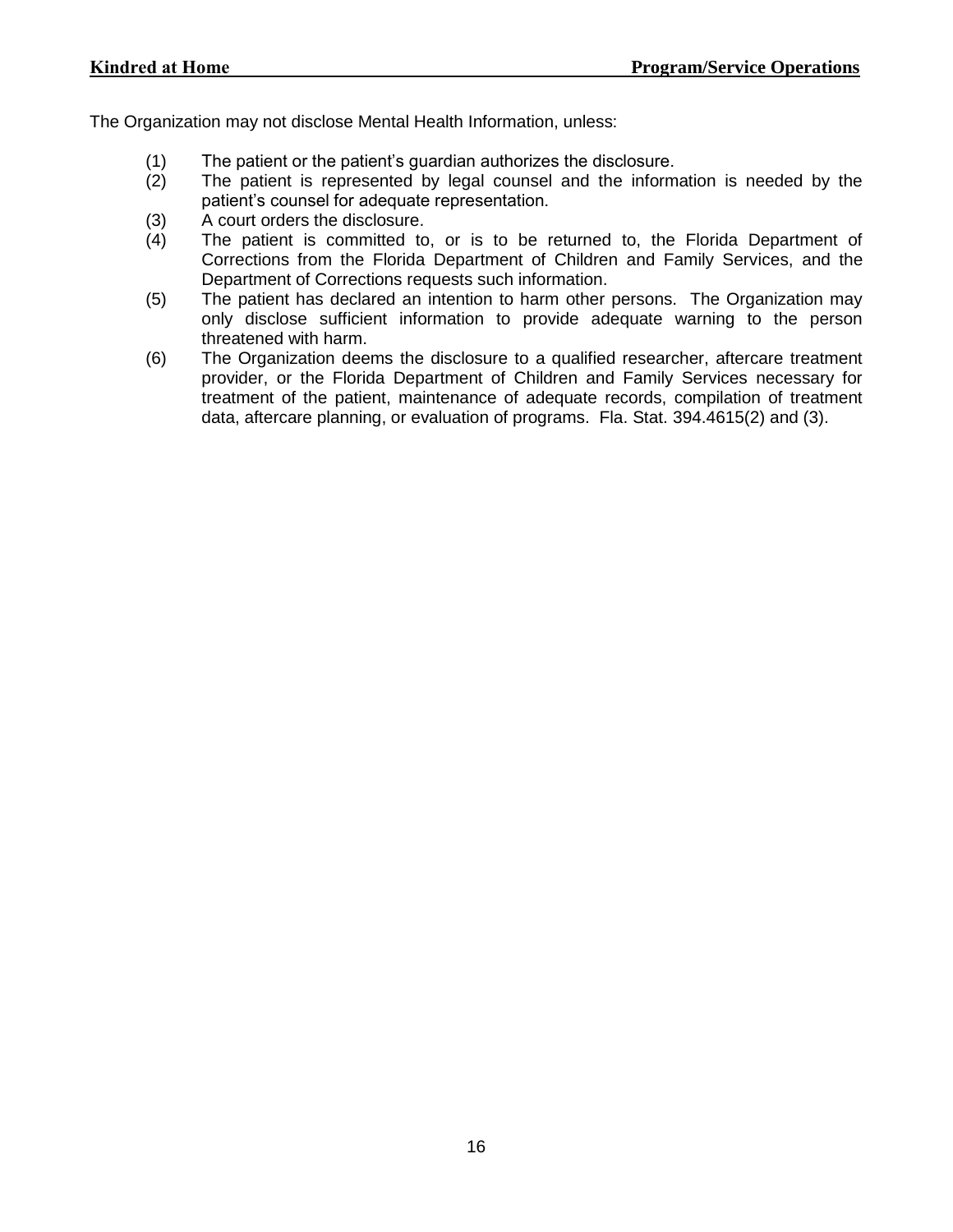The Organization may not disclose Mental Health Information, unless:

(1) The patient or the patient's guardian authorizes the disclosure.

(2) The patient is represented by legal counsel and the information is needed by the patient's counsel for adequate representation.

(3) A court orders the disclosure.

(4) The patient is committed to, or is to be returned to, the Florida Department of Corrections from the Florida Department of Children and Family Services, and the Department of Corrections requests such information.

(5) The patient has declared an intention to harm other persons. The Organization may only disclose sufficient information to provide adequate warning to the person threatened with harm.

(6) The Organization deems the disclosure to a qualified researcher, aftercare treatment provider, or the Florida Department of Children and Family Services necessary for treatment of the patient, maintenance of adequate records, compilation of treatment data, aftercare planning, or evaluation of programs. Fla. Stat. 394.4615(2) and (3).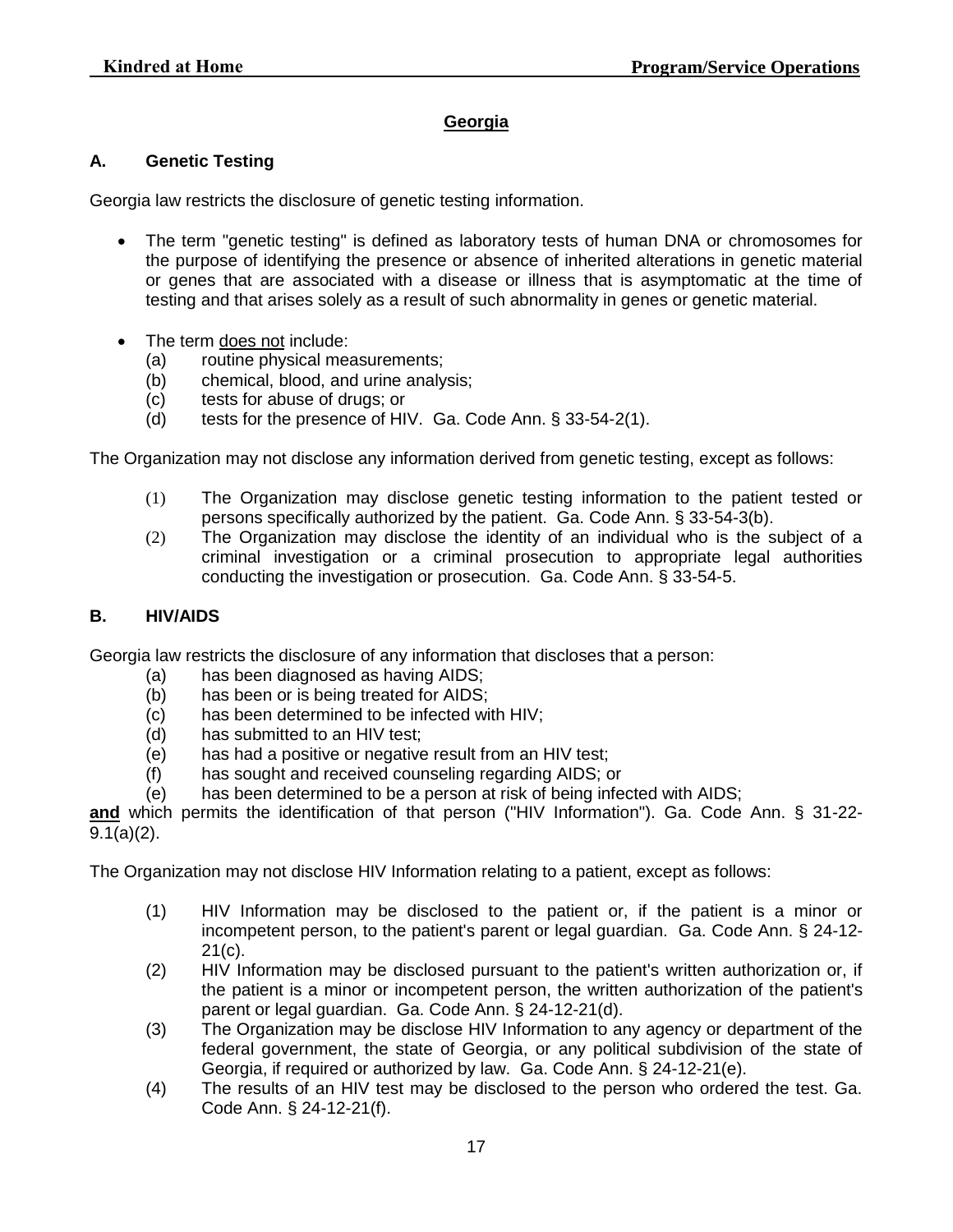## Georgia

### A. Genetic Testing

Georgia law restricts the disclosure of genetic testing information.

- The term "genetic testing" is defined as laboratory tests of human DNA or chromosomes for the purpose of identifying the presence or absence of inherited alterations in genetic material or genes that are associated with a disease or illness that is asymptomatic at the time of testing and that arises solely as a result of such abnormality in genes or genetic material.

- The term does not include:
  - (a) routine physical measurements;
  - (b) chemical, blood, and urine analysis;
  - (c) tests for abuse of drugs; or
  - (d) tests for the presence of HIV. Ga. Code Ann. § 33-54-2(1).

The Organization may not disclose any information derived from genetic testing, except as follows:

(1) The Organization may disclose genetic testing information to the patient tested or persons specifically authorized by the patient. Ga. Code Ann. § 33-54-3(b).

(2) The Organization may disclose the identity of an individual who is the subject of a criminal investigation or a criminal prosecution to appropriate legal authorities conducting the investigation or prosecution. Ga. Code Ann. § 33-54-5.

### B. HIV/AIDS

Georgia law restricts the disclosure of any information that discloses that a person:

- (a) has been diagnosed as having AIDS;
- (b) has been or is being treated for AIDS;
- (c) has been determined to be infected with HIV;
- (d) has submitted to an HIV test;
- (e) has had a positive or negative result from an HIV test;
- (f) has sought and received counseling regarding AIDS; or
- (e) has been determined to be a person at risk of being infected with AIDS;

**and** which permits the identification of that person ("HIV Information"). Ga. Code Ann. § 31-22-9.1(a)(2).

The Organization may not disclose HIV Information relating to a patient, except as follows:

(1) HIV Information may be disclosed to the patient or, if the patient is a minor or incompetent person, to the patient's parent or legal guardian. Ga. Code Ann. § 24-12-21(c).

(2) HIV Information may be disclosed pursuant to the patient's written authorization or, if the patient is a minor or incompetent person, the written authorization of the patient's parent or legal guardian. Ga. Code Ann. § 24-12-21(d).

(3) The Organization may be disclose HIV Information to any agency or department of the federal government, the state of Georgia, or any political subdivision of the state of Georgia, if required or authorized by law. Ga. Code Ann. § 24-12-21(e).

(4) The results of an HIV test may be disclosed to the person who ordered the test. Ga. Code Ann. § 24-12-21(f).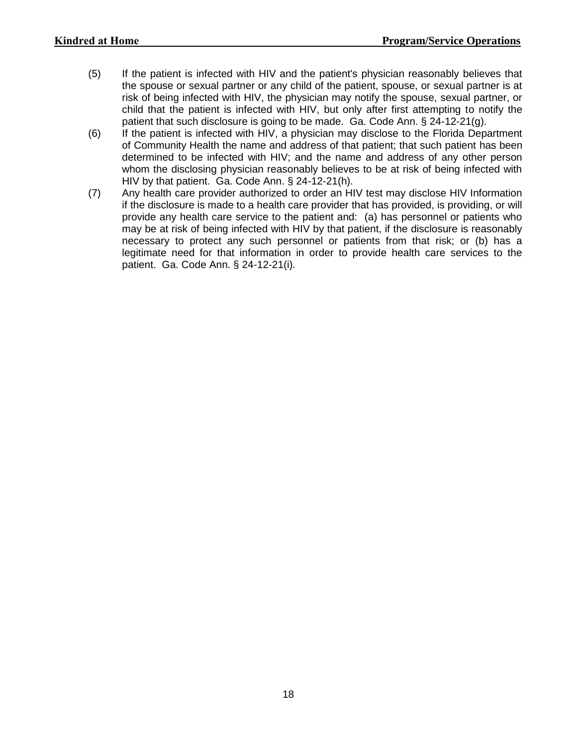(5) If the patient is infected with HIV and the patient's physician reasonably believes that the spouse or sexual partner or any child of the patient, spouse, or sexual partner is at risk of being infected with HIV, the physician may notify the spouse, sexual partner, or child that the patient is infected with HIV, but only after first attempting to notify the patient that such disclosure is going to be made. Ga. Code Ann. § 24-12-21(g).

(6) If the patient is infected with HIV, a physician may disclose to the Florida Department of Community Health the name and address of that patient; that such patient has been determined to be infected with HIV; and the name and address of any other person whom the disclosing physician reasonably believes to be at risk of being infected with HIV by that patient. Ga. Code Ann. § 24-12-21(h).

(7) Any health care provider authorized to order an HIV test may disclose HIV Information if the disclosure is made to a health care provider that has provided, is providing, or will provide any health care service to the patient and: (a) has personnel or patients who may be at risk of being infected with HIV by that patient, if the disclosure is reasonably necessary to protect any such personnel or patients from that risk; or (b) has a legitimate need for that information in order to provide health care services to the patient. Ga. Code Ann. § 24-12-21(i).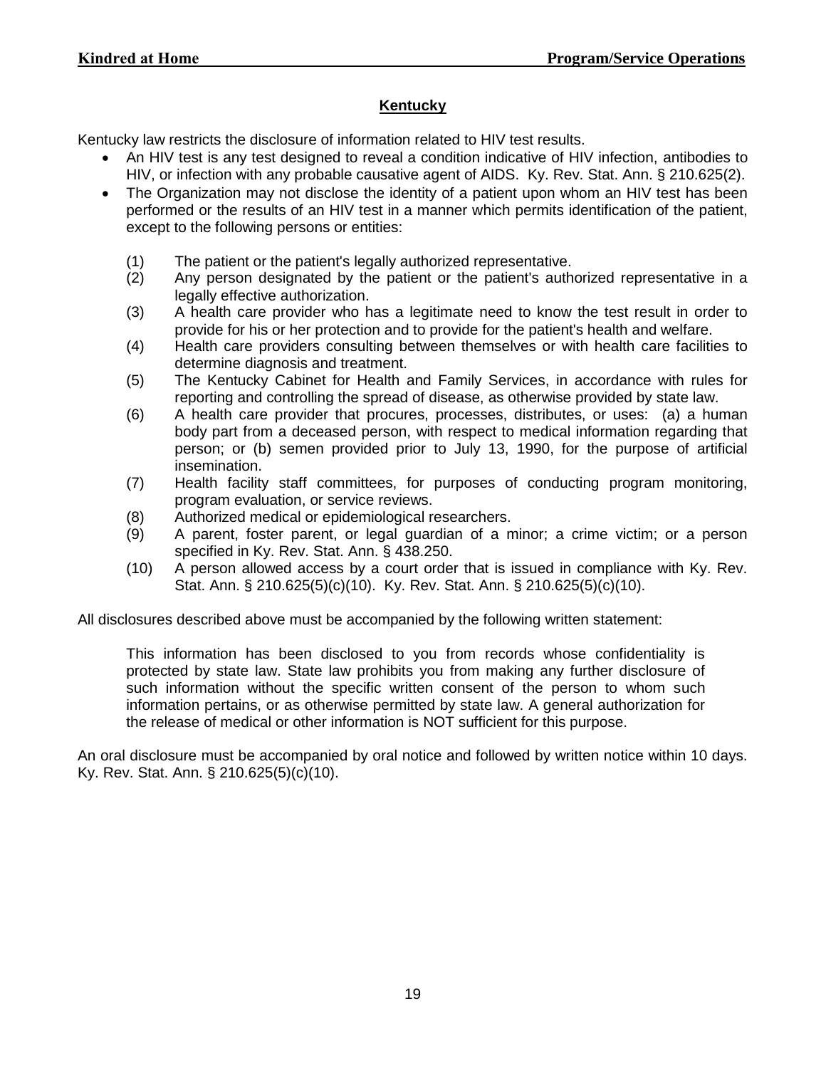## Kentucky

Kentucky law restricts the disclosure of information related to HIV test results.

- An HIV test is any test designed to reveal a condition indicative of HIV infection, antibodies to HIV, or infection with any probable causative agent of AIDS. Ky. Rev. Stat. Ann. § 210.625(2).
- The Organization may not disclose the identity of a patient upon whom an HIV test has been performed or the results of an HIV test in a manner which permits identification of the patient, except to the following persons or entities:

  (1) The patient or the patient's legally authorized representative.
  (2) Any person designated by the patient or the patient's authorized representative in a legally effective authorization.
  (3) A health care provider who has a legitimate need to know the test result in order to provide for his or her protection and to provide for the patient's health and welfare.
  (4) Health care providers consulting between themselves or with health care facilities to determine diagnosis and treatment.
  (5) The Kentucky Cabinet for Health and Family Services, in accordance with rules for reporting and controlling the spread of disease, as otherwise provided by state law.
  (6) A health care provider that procures, processes, distributes, or uses: (a) a human body part from a deceased person, with respect to medical information regarding that person; or (b) semen provided prior to July 13, 1990, for the purpose of artificial insemination.
  (7) Health facility staff committees, for purposes of conducting program monitoring, program evaluation, or service reviews.
  (8) Authorized medical or epidemiological researchers.
  (9) A parent, foster parent, or legal guardian of a minor; a crime victim; or a person specified in Ky. Rev. Stat. Ann. § 438.250.
  (10) A person allowed access by a court order that is issued in compliance with Ky. Rev. Stat. Ann. § 210.625(5)(c)(10). Ky. Rev. Stat. Ann. § 210.625(5)(c)(10).

All disclosures described above must be accompanied by the following written statement:

> This information has been disclosed to you from records whose confidentiality is protected by state law. State law prohibits you from making any further disclosure of such information without the specific written consent of the person to whom such information pertains, or as otherwise permitted by state law. A general authorization for the release of medical or other information is NOT sufficient for this purpose.

An oral disclosure must be accompanied by oral notice and followed by written notice within 10 days. Ky. Rev. Stat. Ann. § 210.625(5)(c)(10).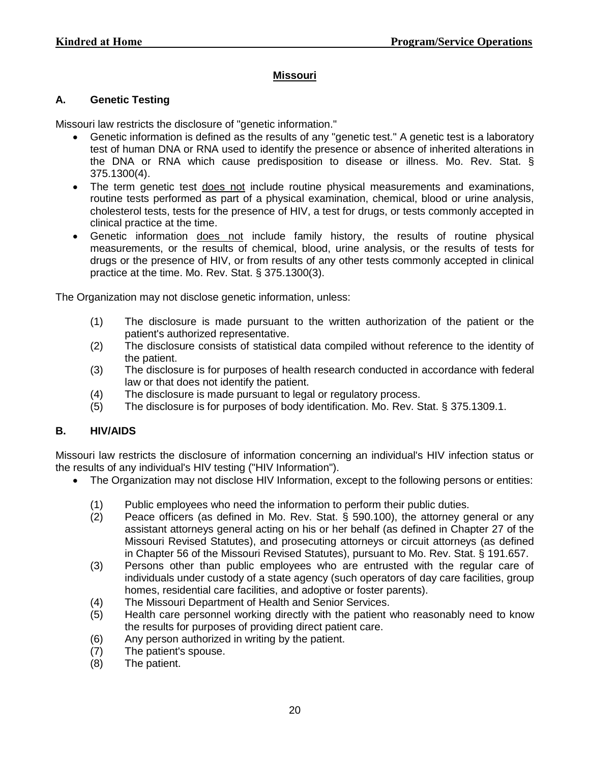## Missouri

### A. Genetic Testing

Missouri law restricts the disclosure of "genetic information."

- Genetic information is defined as the results of any "genetic test." A genetic test is a laboratory test of human DNA or RNA used to identify the presence or absence of inherited alterations in the DNA or RNA which cause predisposition to disease or illness. Mo. Rev. Stat. § 375.1300(4).
- The term genetic test does not include routine physical measurements and examinations, routine tests performed as part of a physical examination, chemical, blood or urine analysis, cholesterol tests, tests for the presence of HIV, a test for drugs, or tests commonly accepted in clinical practice at the time.
- Genetic information does not include family history, the results of routine physical measurements, or the results of chemical, blood, urine analysis, or the results of tests for drugs or the presence of HIV, or from results of any other tests commonly accepted in clinical practice at the time. Mo. Rev. Stat. § 375.1300(3).

The Organization may not disclose genetic information, unless:

(1) The disclosure is made pursuant to the written authorization of the patient or the patient's authorized representative.
(2) The disclosure consists of statistical data compiled without reference to the identity of the patient.
(3) The disclosure is for purposes of health research conducted in accordance with federal law or that does not identify the patient.
(4) The disclosure is made pursuant to legal or regulatory process.
(5) The disclosure is for purposes of body identification. Mo. Rev. Stat. § 375.1309.1.

### B. HIV/AIDS

Missouri law restricts the disclosure of information concerning an individual's HIV infection status or the results of any individual's HIV testing ("HIV Information").

- The Organization may not disclose HIV Information, except to the following persons or entities:

  (1) Public employees who need the information to perform their public duties.
  (2) Peace officers (as defined in Mo. Rev. Stat. § 590.100), the attorney general or any assistant attorneys general acting on his or her behalf (as defined in Chapter 27 of the Missouri Revised Statutes), and prosecuting attorneys or circuit attorneys (as defined in Chapter 56 of the Missouri Revised Statutes), pursuant to Mo. Rev. Stat. § 191.657.
  (3) Persons other than public employees who are entrusted with the regular care of individuals under custody of a state agency (such operators of day care facilities, group homes, residential care facilities, and adoptive or foster parents).
  (4) The Missouri Department of Health and Senior Services.
  (5) Health care personnel working directly with the patient who reasonably need to know the results for purposes of providing direct patient care.
  (6) Any person authorized in writing by the patient.
  (7) The patient's spouse.
  (8) The patient.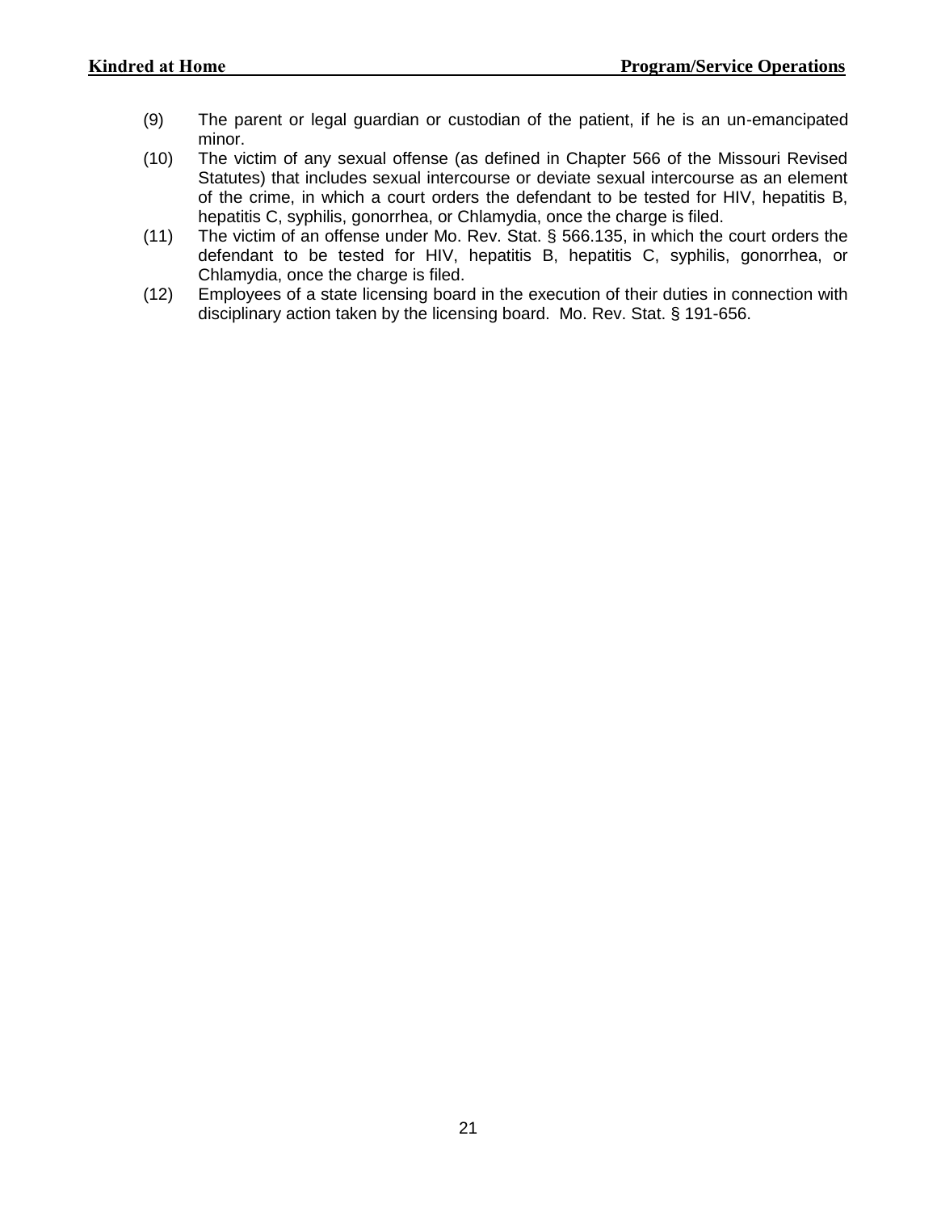(9) The parent or legal guardian or custodian of the patient, if he is an un-emancipated minor.

(10) The victim of any sexual offense (as defined in Chapter 566 of the Missouri Revised Statutes) that includes sexual intercourse or deviate sexual intercourse as an element of the crime, in which a court orders the defendant to be tested for HIV, hepatitis B, hepatitis C, syphilis, gonorrhea, or Chlamydia, once the charge is filed.

(11) The victim of an offense under Mo. Rev. Stat. § 566.135, in which the court orders the defendant to be tested for HIV, hepatitis B, hepatitis C, syphilis, gonorrhea, or Chlamydia, once the charge is filed.

(12) Employees of a state licensing board in the execution of their duties in connection with disciplinary action taken by the licensing board. Mo. Rev. Stat. § 191-656.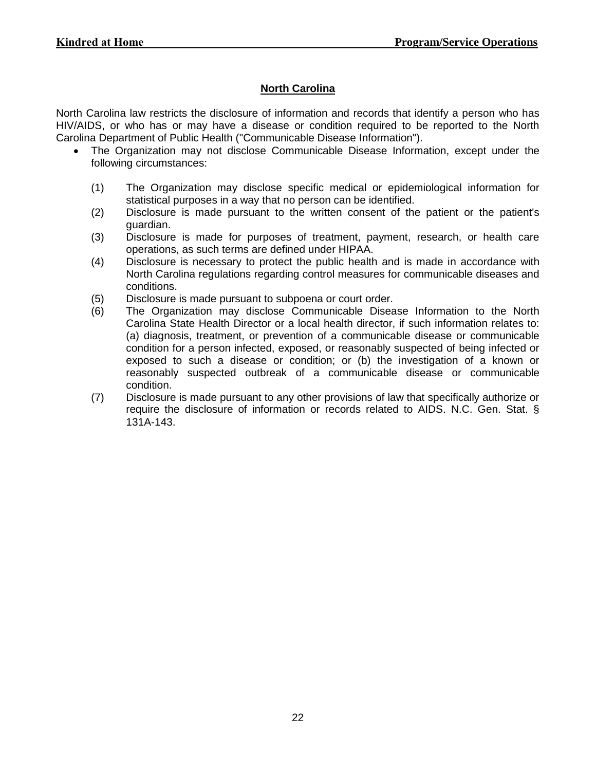## North Carolina

North Carolina law restricts the disclosure of information and records that identify a person who has HIV/AIDS, or who has or may have a disease or condition required to be reported to the North Carolina Department of Public Health ("Communicable Disease Information").

- The Organization may not disclose Communicable Disease Information, except under the following circumstances:

  (1) The Organization may disclose specific medical or epidemiological information for statistical purposes in a way that no person can be identified.

  (2) Disclosure is made pursuant to the written consent of the patient or the patient's guardian.

  (3) Disclosure is made for purposes of treatment, payment, research, or health care operations, as such terms are defined under HIPAA.

  (4) Disclosure is necessary to protect the public health and is made in accordance with North Carolina regulations regarding control measures for communicable diseases and conditions.

  (5) Disclosure is made pursuant to subpoena or court order.

  (6) The Organization may disclose Communicable Disease Information to the North Carolina State Health Director or a local health director, if such information relates to: (a) diagnosis, treatment, or prevention of a communicable disease or communicable condition for a person infected, exposed, or reasonably suspected of being infected or exposed to such a disease or condition; or (b) the investigation of a known or reasonably suspected outbreak of a communicable disease or communicable condition.

  (7) Disclosure is made pursuant to any other provisions of law that specifically authorize or require the disclosure of information or records related to AIDS. N.C. Gen. Stat. § 131A-143.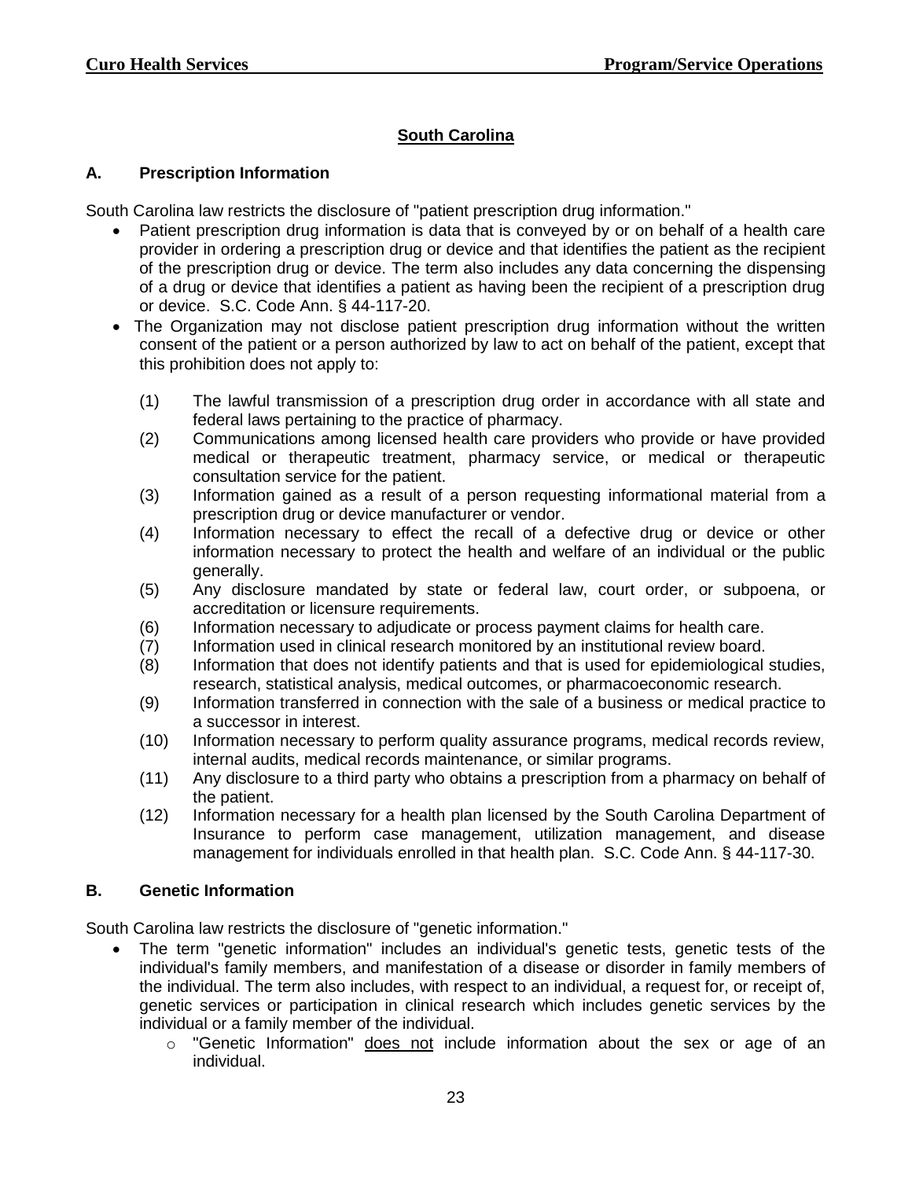## South Carolina

### A. Prescription Information

South Carolina law restricts the disclosure of "patient prescription drug information."

- Patient prescription drug information is data that is conveyed by or on behalf of a health care provider in ordering a prescription drug or device and that identifies the patient as the recipient of the prescription drug or device. The term also includes any data concerning the dispensing of a drug or device that identifies a patient as having been the recipient of a prescription drug or device. S.C. Code Ann. § 44-117-20.
- The Organization may not disclose patient prescription drug information without the written consent of the patient or a person authorized by law to act on behalf of the patient, except that this prohibition does not apply to:

  (1) The lawful transmission of a prescription drug order in accordance with all state and federal laws pertaining to the practice of pharmacy.
  
  (2) Communications among licensed health care providers who provide or have provided medical or therapeutic treatment, pharmacy service, or medical or therapeutic consultation service for the patient.
  
  (3) Information gained as a result of a person requesting informational material from a prescription drug or device manufacturer or vendor.
  
  (4) Information necessary to effect the recall of a defective drug or device or other information necessary to protect the health and welfare of an individual or the public generally.
  
  (5) Any disclosure mandated by state or federal law, court order, or subpoena, or accreditation or licensure requirements.
  
  (6) Information necessary to adjudicate or process payment claims for health care.
  
  (7) Information used in clinical research monitored by an institutional review board.
  
  (8) Information that does not identify patients and that is used for epidemiological studies, research, statistical analysis, medical outcomes, or pharmacoeconomic research.
  
  (9) Information transferred in connection with the sale of a business or medical practice to a successor in interest.
  
  (10) Information necessary to perform quality assurance programs, medical records review, internal audits, medical records maintenance, or similar programs.
  
  (11) Any disclosure to a third party who obtains a prescription from a pharmacy on behalf of the patient.
  
  (12) Information necessary for a health plan licensed by the South Carolina Department of Insurance to perform case management, utilization management, and disease management for individuals enrolled in that health plan. S.C. Code Ann. § 44-117-30.

### B. Genetic Information

South Carolina law restricts the disclosure of "genetic information."

- The term "genetic information" includes an individual's genetic tests, genetic tests of the individual's family members, and manifestation of a disease or disorder in family members of the individual. The term also includes, with respect to an individual, a request for, or receipt of, genetic services or participation in clinical research which includes genetic services by the individual or a family member of the individual.
  - "Genetic Information" does not include information about the sex or age of an individual.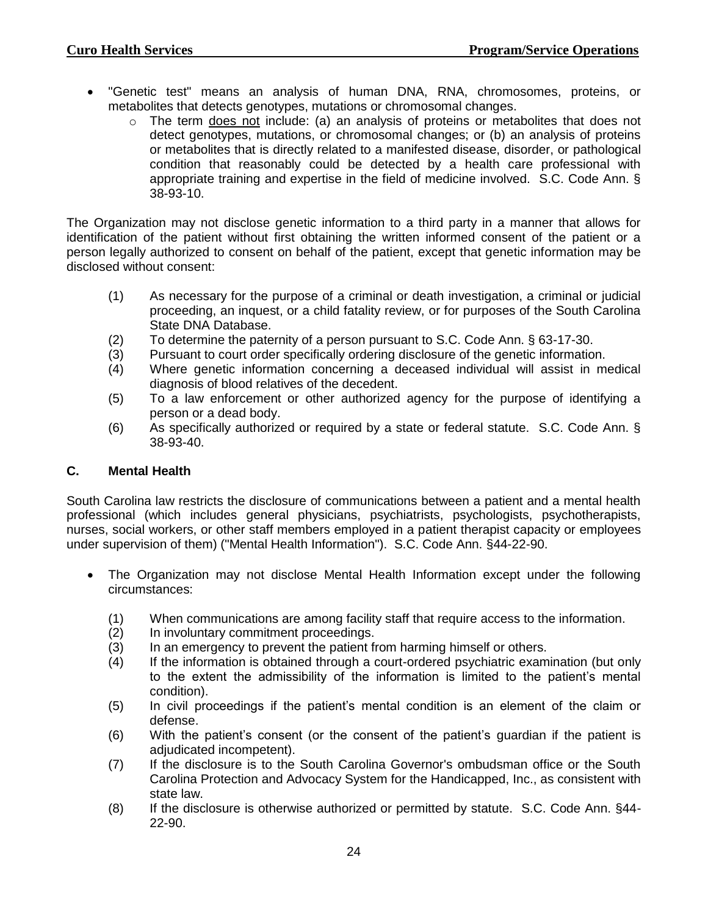- "Genetic test" means an analysis of human DNA, RNA, chromosomes, proteins, or metabolites that detects genotypes, mutations or chromosomal changes.
  - The term does not include: (a) an analysis of proteins or metabolites that does not detect genotypes, mutations, or chromosomal changes; or (b) an analysis of proteins or metabolites that is directly related to a manifested disease, disorder, or pathological condition that reasonably could be detected by a health care professional with appropriate training and expertise in the field of medicine involved. S.C. Code Ann. § 38-93-10.

The Organization may not disclose genetic information to a third party in a manner that allows for identification of the patient without first obtaining the written informed consent of the patient or a person legally authorized to consent on behalf of the patient, except that genetic information may be disclosed without consent:

(1) As necessary for the purpose of a criminal or death investigation, a criminal or judicial proceeding, an inquest, or a child fatality review, or for purposes of the South Carolina State DNA Database.
(2) To determine the paternity of a person pursuant to S.C. Code Ann. § 63-17-30.
(3) Pursuant to court order specifically ordering disclosure of the genetic information.
(4) Where genetic information concerning a deceased individual will assist in medical diagnosis of blood relatives of the decedent.
(5) To a law enforcement or other authorized agency for the purpose of identifying a person or a dead body.
(6) As specifically authorized or required by a state or federal statute. S.C. Code Ann. § 38-93-40.

## C. Mental Health

South Carolina law restricts the disclosure of communications between a patient and a mental health professional (which includes general physicians, psychiatrists, psychologists, psychotherapists, nurses, social workers, or other staff members employed in a patient therapist capacity or employees under supervision of them) ("Mental Health Information"). S.C. Code Ann. §44-22-90.

- The Organization may not disclose Mental Health Information except under the following circumstances:

  (1) When communications are among facility staff that require access to the information.
  (2) In involuntary commitment proceedings.
  (3) In an emergency to prevent the patient from harming himself or others.
  (4) If the information is obtained through a court-ordered psychiatric examination (but only to the extent the admissibility of the information is limited to the patient's mental condition).
  (5) In civil proceedings if the patient's mental condition is an element of the claim or defense.
  (6) With the patient's consent (or the consent of the patient's guardian if the patient is adjudicated incompetent).
  (7) If the disclosure is to the South Carolina Governor's ombudsman office or the South Carolina Protection and Advocacy System for the Handicapped, Inc., as consistent with state law.
  (8) If the disclosure is otherwise authorized or permitted by statute. S.C. Code Ann. §44-22-90.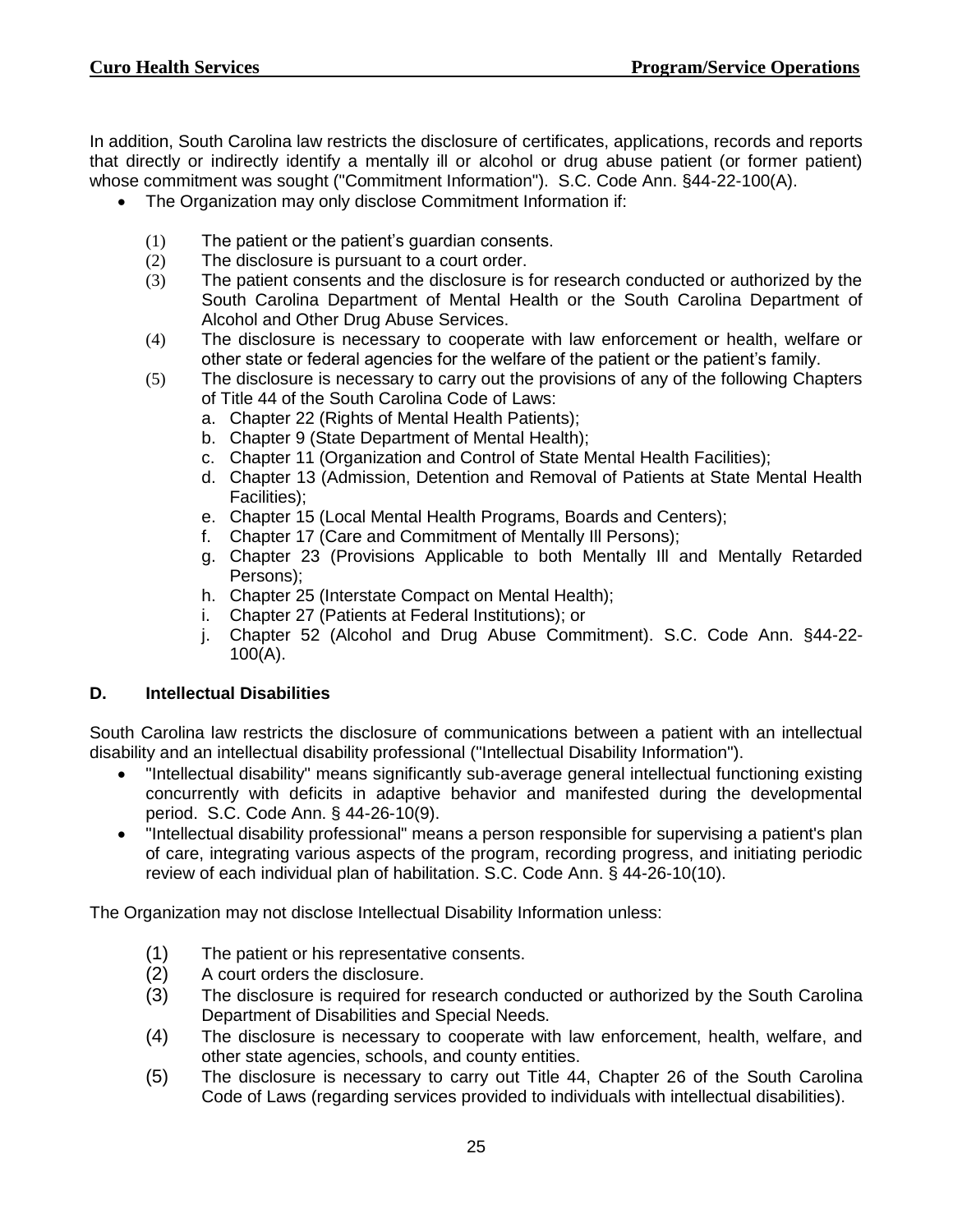In addition, South Carolina law restricts the disclosure of certificates, applications, records and reports that directly or indirectly identify a mentally ill or alcohol or drug abuse patient (or former patient) whose commitment was sought ("Commitment Information"). S.C. Code Ann. §44-22-100(A).

- The Organization may only disclose Commitment Information if:

  (1) The patient or the patient's guardian consents.
  (2) The disclosure is pursuant to a court order.
  (3) The patient consents and the disclosure is for research conducted or authorized by the South Carolina Department of Mental Health or the South Carolina Department of Alcohol and Other Drug Abuse Services.
  (4) The disclosure is necessary to cooperate with law enforcement or health, welfare or other state or federal agencies for the welfare of the patient or the patient's family.
  (5) The disclosure is necessary to carry out the provisions of any of the following Chapters of Title 44 of the South Carolina Code of Laws:
     a. Chapter 22 (Rights of Mental Health Patients);
     b. Chapter 9 (State Department of Mental Health);
     c. Chapter 11 (Organization and Control of State Mental Health Facilities);
     d. Chapter 13 (Admission, Detention and Removal of Patients at State Mental Health Facilities);
     e. Chapter 15 (Local Mental Health Programs, Boards and Centers);
     f. Chapter 17 (Care and Commitment of Mentally Ill Persons);
     g. Chapter 23 (Provisions Applicable to both Mentally Ill and Mentally Retarded Persons);
     h. Chapter 25 (Interstate Compact on Mental Health);
     i. Chapter 27 (Patients at Federal Institutions); or
     j. Chapter 52 (Alcohol and Drug Abuse Commitment). S.C. Code Ann. §44-22-100(A).

### D. Intellectual Disabilities

South Carolina law restricts the disclosure of communications between a patient with an intellectual disability and an intellectual disability professional ("Intellectual Disability Information").

- "Intellectual disability" means significantly sub-average general intellectual functioning existing concurrently with deficits in adaptive behavior and manifested during the developmental period. S.C. Code Ann. § 44-26-10(9).
- "Intellectual disability professional" means a person responsible for supervising a patient's plan of care, integrating various aspects of the program, recording progress, and initiating periodic review of each individual plan of habilitation. S.C. Code Ann. § 44-26-10(10).

The Organization may not disclose Intellectual Disability Information unless:

(1) The patient or his representative consents.
(2) A court orders the disclosure.
(3) The disclosure is required for research conducted or authorized by the South Carolina Department of Disabilities and Special Needs.
(4) The disclosure is necessary to cooperate with law enforcement, health, welfare, and other state agencies, schools, and county entities.
(5) The disclosure is necessary to carry out Title 44, Chapter 26 of the South Carolina Code of Laws (regarding services provided to individuals with intellectual disabilities).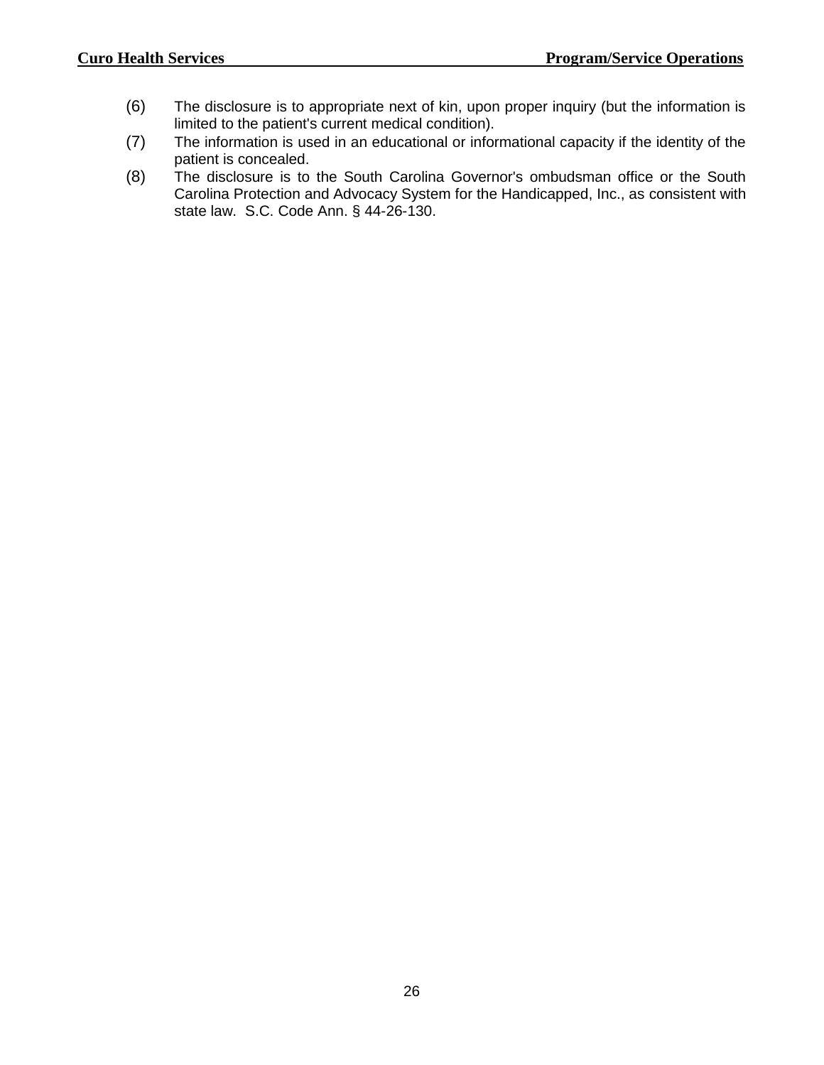(6) The disclosure is to appropriate next of kin, upon proper inquiry (but the information is limited to the patient's current medical condition).

(7) The information is used in an educational or informational capacity if the identity of the patient is concealed.

(8) The disclosure is to the South Carolina Governor's ombudsman office or the South Carolina Protection and Advocacy System for the Handicapped, Inc., as consistent with state law. S.C. Code Ann. § 44-26-130.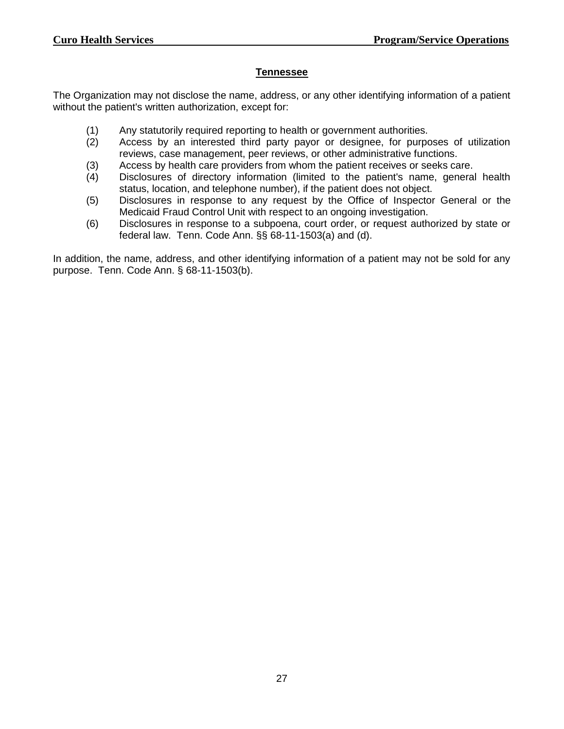## Tennessee

The Organization may not disclose the name, address, or any other identifying information of a patient without the patient's written authorization, except for:

(1) Any statutorily required reporting to health or government authorities.
(2) Access by an interested third party payor or designee, for purposes of utilization reviews, case management, peer reviews, or other administrative functions.
(3) Access by health care providers from whom the patient receives or seeks care.
(4) Disclosures of directory information (limited to the patient's name, general health status, location, and telephone number), if the patient does not object.
(5) Disclosures in response to any request by the Office of Inspector General or the Medicaid Fraud Control Unit with respect to an ongoing investigation.
(6) Disclosures in response to a subpoena, court order, or request authorized by state or federal law. Tenn. Code Ann. §§ 68-11-1503(a) and (d).

In addition, the name, address, and other identifying information of a patient may not be sold for any purpose. Tenn. Code Ann. § 68-11-1503(b).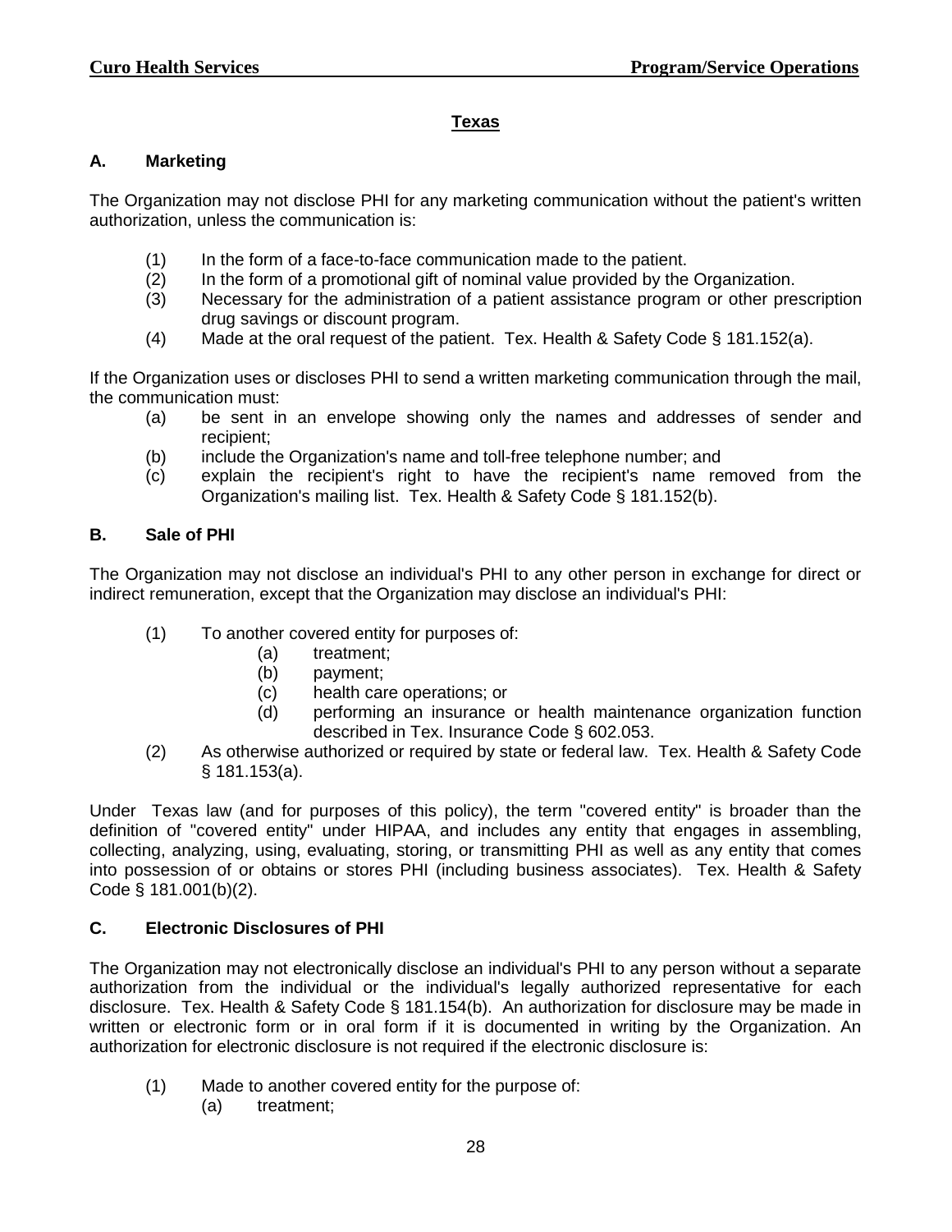## Texas

### A. Marketing

The Organization may not disclose PHI for any marketing communication without the patient's written authorization, unless the communication is:

(1) In the form of a face-to-face communication made to the patient.
(2) In the form of a promotional gift of nominal value provided by the Organization.
(3) Necessary for the administration of a patient assistance program or other prescription drug savings or discount program.
(4) Made at the oral request of the patient. Tex. Health & Safety Code § 181.152(a).

If the Organization uses or discloses PHI to send a written marketing communication through the mail, the communication must:

(a) be sent in an envelope showing only the names and addresses of sender and recipient;
(b) include the Organization's name and toll-free telephone number; and
(c) explain the recipient's right to have the recipient's name removed from the Organization's mailing list. Tex. Health & Safety Code § 181.152(b).

### B. Sale of PHI

The Organization may not disclose an individual's PHI to any other person in exchange for direct or indirect remuneration, except that the Organization may disclose an individual's PHI:

(1) To another covered entity for purposes of:
    (a) treatment;
    (b) payment;
    (c) health care operations; or
    (d) performing an insurance or health maintenance organization function described in Tex. Insurance Code § 602.053.
(2) As otherwise authorized or required by state or federal law. Tex. Health & Safety Code § 181.153(a).

Under Texas law (and for purposes of this policy), the term "covered entity" is broader than the definition of "covered entity" under HIPAA, and includes any entity that engages in assembling, collecting, analyzing, using, evaluating, storing, or transmitting PHI as well as any entity that comes into possession of or obtains or stores PHI (including business associates). Tex. Health & Safety Code § 181.001(b)(2).

### C. Electronic Disclosures of PHI

The Organization may not electronically disclose an individual's PHI to any person without a separate authorization from the individual or the individual's legally authorized representative for each disclosure. Tex. Health & Safety Code § 181.154(b). An authorization for disclosure may be made in written or electronic form or in oral form if it is documented in writing by the Organization. An authorization for electronic disclosure is not required if the electronic disclosure is:

(1) Made to another covered entity for the purpose of:
    (a) treatment;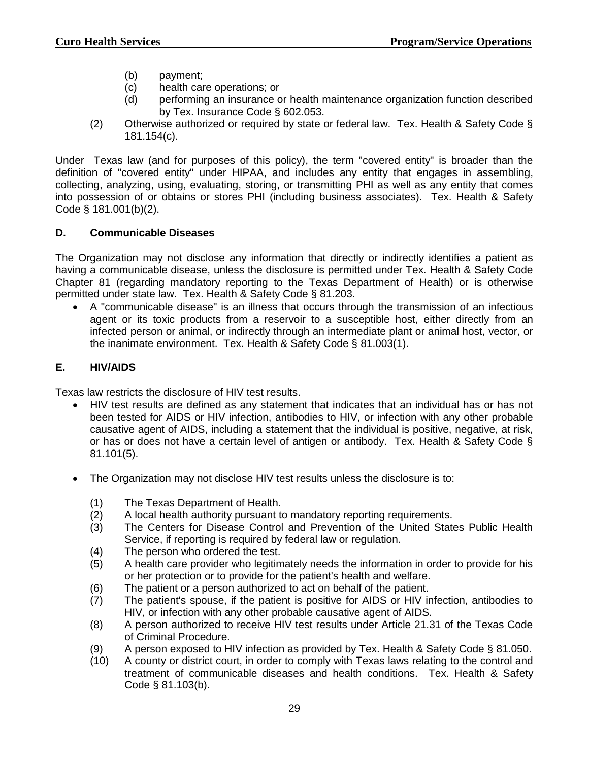(b) payment;
(c) health care operations; or
(d) performing an insurance or health maintenance organization function described by Tex. Insurance Code § 602.053.

(2) Otherwise authorized or required by state or federal law. Tex. Health & Safety Code § 181.154(c).

Under Texas law (and for purposes of this policy), the term "covered entity" is broader than the definition of "covered entity" under HIPAA, and includes any entity that engages in assembling, collecting, analyzing, using, evaluating, storing, or transmitting PHI as well as any entity that comes into possession of or obtains or stores PHI (including business associates). Tex. Health & Safety Code § 181.001(b)(2).

### D. Communicable Diseases

The Organization may not disclose any information that directly or indirectly identifies a patient as having a communicable disease, unless the disclosure is permitted under Tex. Health & Safety Code Chapter 81 (regarding mandatory reporting to the Texas Department of Health) or is otherwise permitted under state law. Tex. Health & Safety Code § 81.203.

- A "communicable disease" is an illness that occurs through the transmission of an infectious agent or its toxic products from a reservoir to a susceptible host, either directly from an infected person or animal, or indirectly through an intermediate plant or animal host, vector, or the inanimate environment. Tex. Health & Safety Code § 81.003(1).

### E. HIV/AIDS

Texas law restricts the disclosure of HIV test results.

- HIV test results are defined as any statement that indicates that an individual has or has not been tested for AIDS or HIV infection, antibodies to HIV, or infection with any other probable causative agent of AIDS, including a statement that the individual is positive, negative, at risk, or has or does not have a certain level of antigen or antibody. Tex. Health & Safety Code § 81.101(5).

- The Organization may not disclose HIV test results unless the disclosure is to:

  (1) The Texas Department of Health.
  (2) A local health authority pursuant to mandatory reporting requirements.
  (3) The Centers for Disease Control and Prevention of the United States Public Health Service, if reporting is required by federal law or regulation.
  (4) The person who ordered the test.
  (5) A health care provider who legitimately needs the information in order to provide for his or her protection or to provide for the patient's health and welfare.
  (6) The patient or a person authorized to act on behalf of the patient.
  (7) The patient's spouse, if the patient is positive for AIDS or HIV infection, antibodies to HIV, or infection with any other probable causative agent of AIDS.
  (8) A person authorized to receive HIV test results under Article 21.31 of the Texas Code of Criminal Procedure.
  (9) A person exposed to HIV infection as provided by Tex. Health & Safety Code § 81.050.
  (10) A county or district court, in order to comply with Texas laws relating to the control and treatment of communicable diseases and health conditions. Tex. Health & Safety Code § 81.103(b).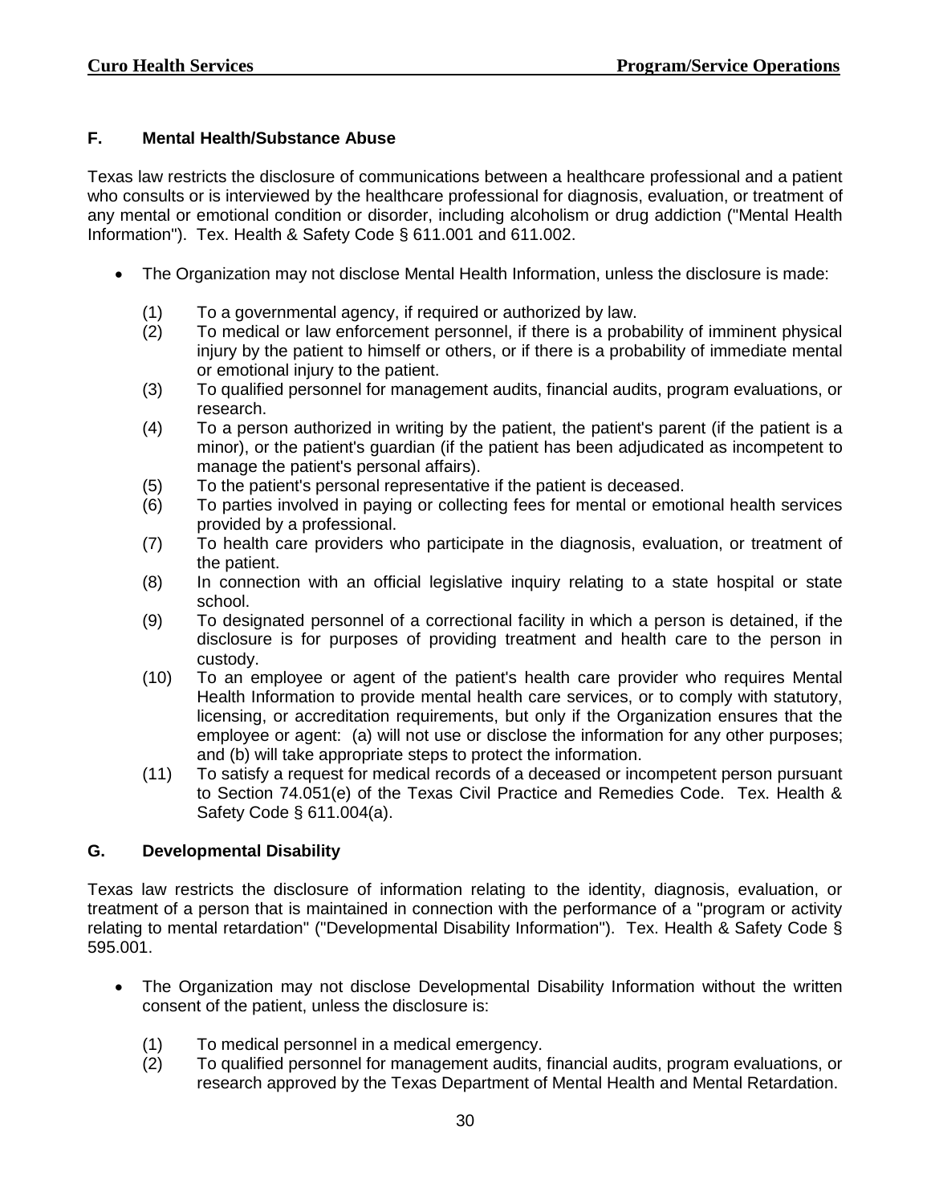## F. Mental Health/Substance Abuse

Texas law restricts the disclosure of communications between a healthcare professional and a patient who consults or is interviewed by the healthcare professional for diagnosis, evaluation, or treatment of any mental or emotional condition or disorder, including alcoholism or drug addiction ("Mental Health Information"). Tex. Health & Safety Code § 611.001 and 611.002.

- The Organization may not disclose Mental Health Information, unless the disclosure is made:

  (1) To a governmental agency, if required or authorized by law.

  (2) To medical or law enforcement personnel, if there is a probability of imminent physical injury by the patient to himself or others, or if there is a probability of immediate mental or emotional injury to the patient.

  (3) To qualified personnel for management audits, financial audits, program evaluations, or research.

  (4) To a person authorized in writing by the patient, the patient's parent (if the patient is a minor), or the patient's guardian (if the patient has been adjudicated as incompetent to manage the patient's personal affairs).

  (5) To the patient's personal representative if the patient is deceased.

  (6) To parties involved in paying or collecting fees for mental or emotional health services provided by a professional.

  (7) To health care providers who participate in the diagnosis, evaluation, or treatment of the patient.

  (8) In connection with an official legislative inquiry relating to a state hospital or state school.

  (9) To designated personnel of a correctional facility in which a person is detained, if the disclosure is for purposes of providing treatment and health care to the person in custody.

  (10) To an employee or agent of the patient's health care provider who requires Mental Health Information to provide mental health care services, or to comply with statutory, licensing, or accreditation requirements, but only if the Organization ensures that the employee or agent: (a) will not use or disclose the information for any other purposes; and (b) will take appropriate steps to protect the information.

  (11) To satisfy a request for medical records of a deceased or incompetent person pursuant to Section 74.051(e) of the Texas Civil Practice and Remedies Code. Tex. Health & Safety Code § 611.004(a).

## G. Developmental Disability

Texas law restricts the disclosure of information relating to the identity, diagnosis, evaluation, or treatment of a person that is maintained in connection with the performance of a "program or activity relating to mental retardation" ("Developmental Disability Information"). Tex. Health & Safety Code § 595.001.

- The Organization may not disclose Developmental Disability Information without the written consent of the patient, unless the disclosure is:

  (1) To medical personnel in a medical emergency.

  (2) To qualified personnel for management audits, financial audits, program evaluations, or research approved by the Texas Department of Mental Health and Mental Retardation.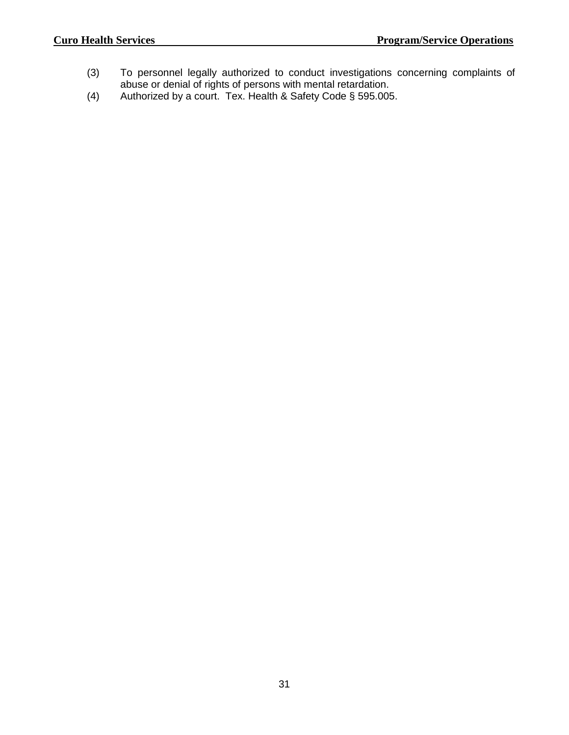(3) To personnel legally authorized to conduct investigations concerning complaints of abuse or denial of rights of persons with mental retardation.

(4) Authorized by a court. Tex. Health & Safety Code § 595.005.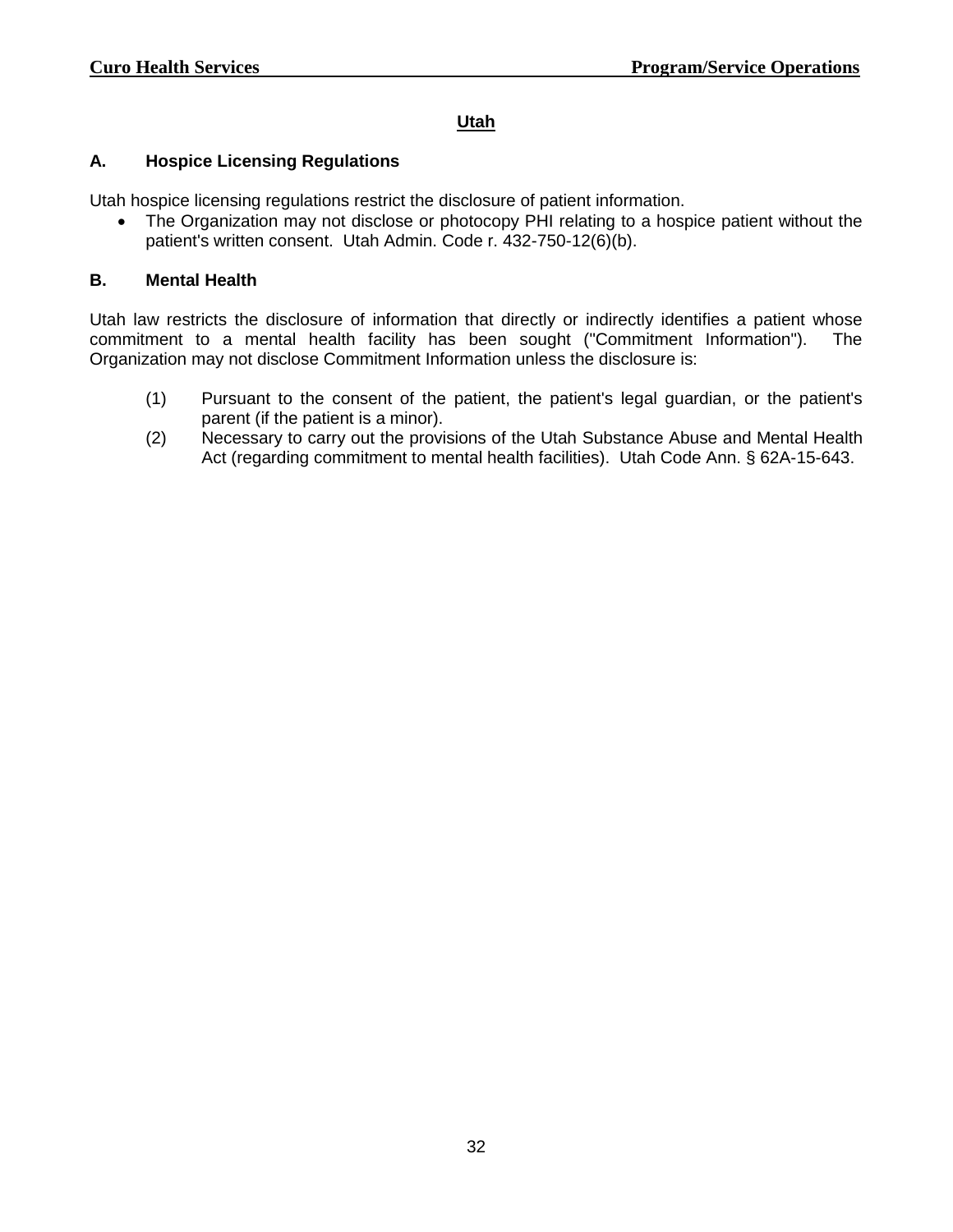## Utah

### A. Hospice Licensing Regulations

Utah hospice licensing regulations restrict the disclosure of patient information.

- The Organization may not disclose or photocopy PHI relating to a hospice patient without the patient's written consent. Utah Admin. Code r. 432-750-12(6)(b).

### B. Mental Health

Utah law restricts the disclosure of information that directly or indirectly identifies a patient whose commitment to a mental health facility has been sought ("Commitment Information"). The Organization may not disclose Commitment Information unless the disclosure is:

(1) Pursuant to the consent of the patient, the patient's legal guardian, or the patient's parent (if the patient is a minor).

(2) Necessary to carry out the provisions of the Utah Substance Abuse and Mental Health Act (regarding commitment to mental health facilities). Utah Code Ann. § 62A-15-643.